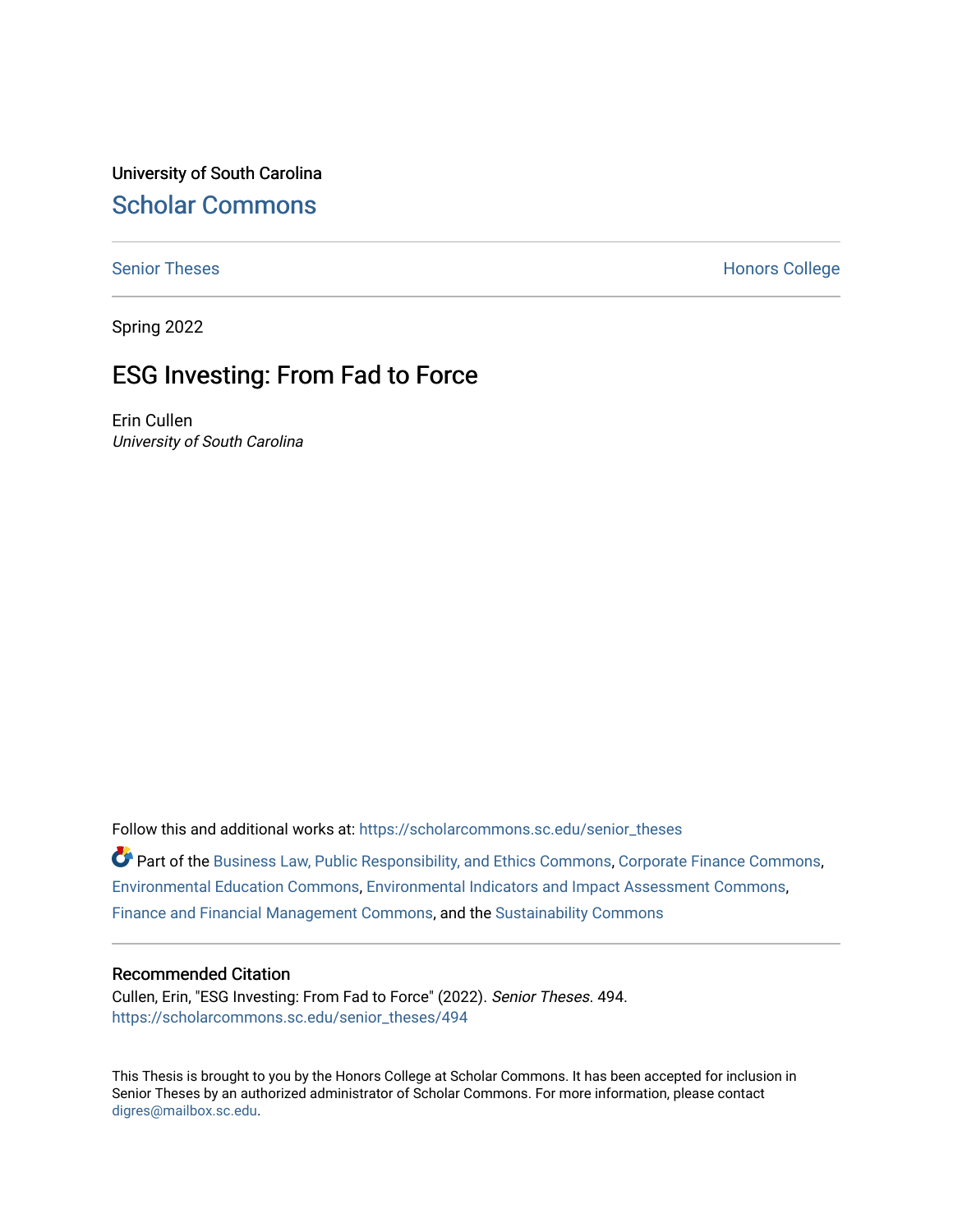University of South Carolina

# Scholar Commons

Senior Theses | Honors College

Spring 2022

## ESG Investing: From Fad to Force

Erin Cullen

*University of South Carolina*

Follow this and additional works at: https://scholarcommons.sc.edu/senior_theses

Part of the Business Law, Public Responsibility, and Ethics Commons, Corporate Finance Commons, Environmental Education Commons, Environmental Indicators and Impact Assessment Commons, Finance and Financial Management Commons, and the Sustainability Commons

### Recommended Citation

Cullen, Erin, "ESG Investing: From Fad to Force" (2022). *Senior Theses*. 494.
https://scholarcommons.sc.edu/senior_theses/494

This Thesis is brought to you by the Honors College at Scholar Commons. It has been accepted for inclusion in Senior Theses by an authorized administrator of Scholar Commons. For more information, please contact digres@mailbox.sc.edu.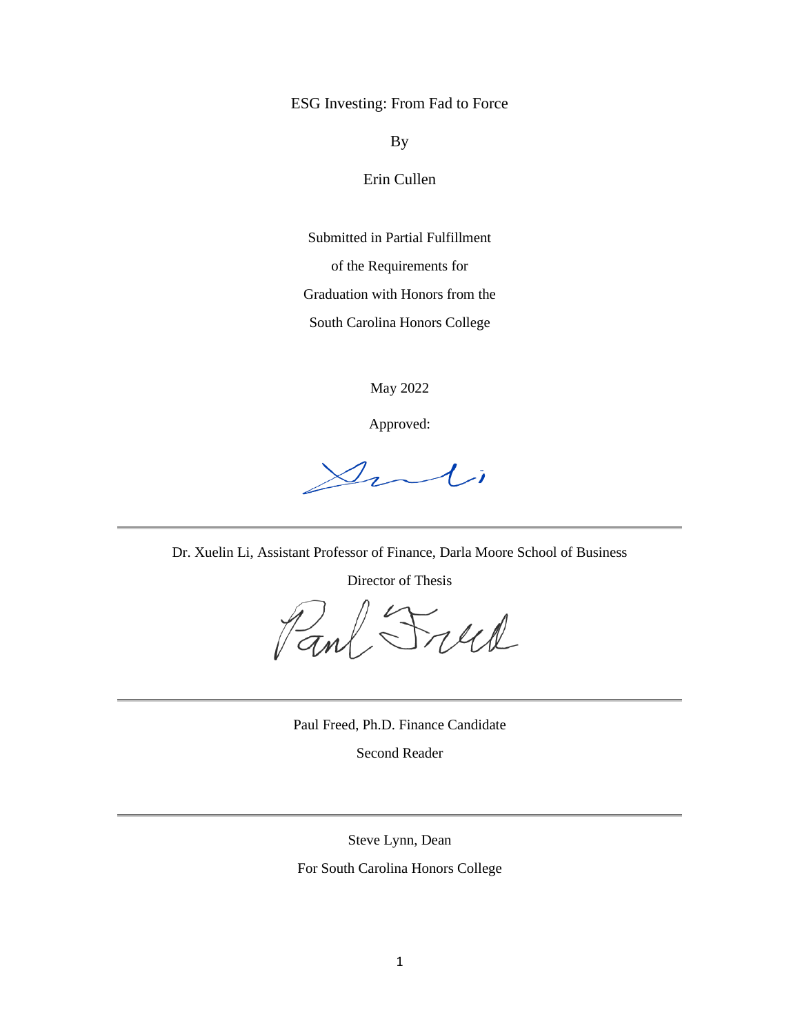ESG Investing: From Fad to Force

By

Erin Cullen

Submitted in Partial Fulfillment

of the Requirements for

Graduation with Honors from the

South Carolina Honors College

May 2022

Approved:

---

Dr. Xuelin Li, Assistant Professor of Finance, Darla Moore School of Business

Director of Thesis

---

Paul Freed, Ph.D. Finance Candidate

Second Reader

---

Steve Lynn, Dean

For South Carolina Honors College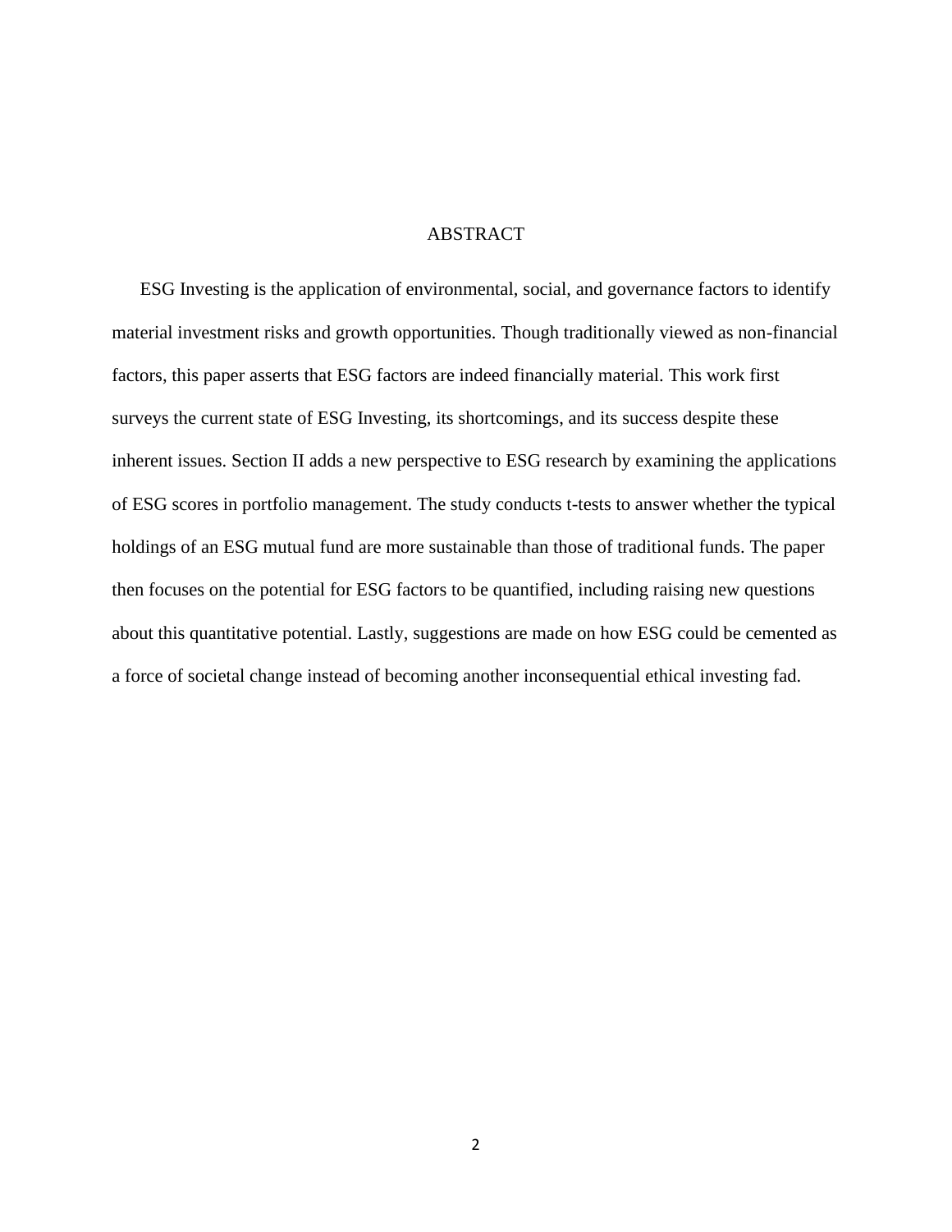# ABSTRACT

ESG Investing is the application of environmental, social, and governance factors to identify material investment risks and growth opportunities. Though traditionally viewed as non-financial factors, this paper asserts that ESG factors are indeed financially material. This work first surveys the current state of ESG Investing, its shortcomings, and its success despite these inherent issues. Section II adds a new perspective to ESG research by examining the applications of ESG scores in portfolio management. The study conducts t-tests to answer whether the typical holdings of an ESG mutual fund are more sustainable than those of traditional funds. The paper then focuses on the potential for ESG factors to be quantified, including raising new questions about this quantitative potential. Lastly, suggestions are made on how ESG could be cemented as a force of societal change instead of becoming another inconsequential ethical investing fad.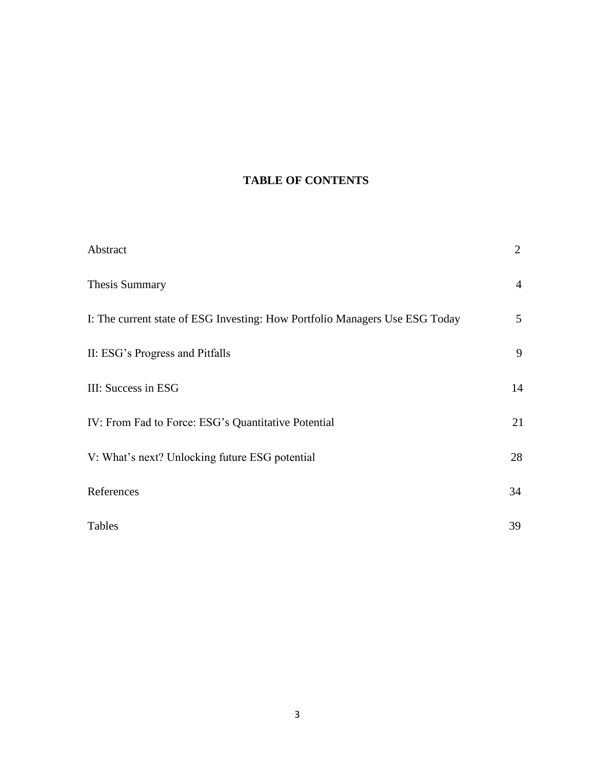# TABLE OF CONTENTS

| | |
|---|---|
| Abstract | 2 |
| Thesis Summary | 4 |
| I: The current state of ESG Investing: How Portfolio Managers Use ESG Today | 5 |
| II: ESG's Progress and Pitfalls | 9 |
| III: Success in ESG | 14 |
| IV: From Fad to Force: ESG's Quantitative Potential | 21 |
| V: What's next? Unlocking future ESG potential | 28 |
| References | 34 |
| Tables | 39 |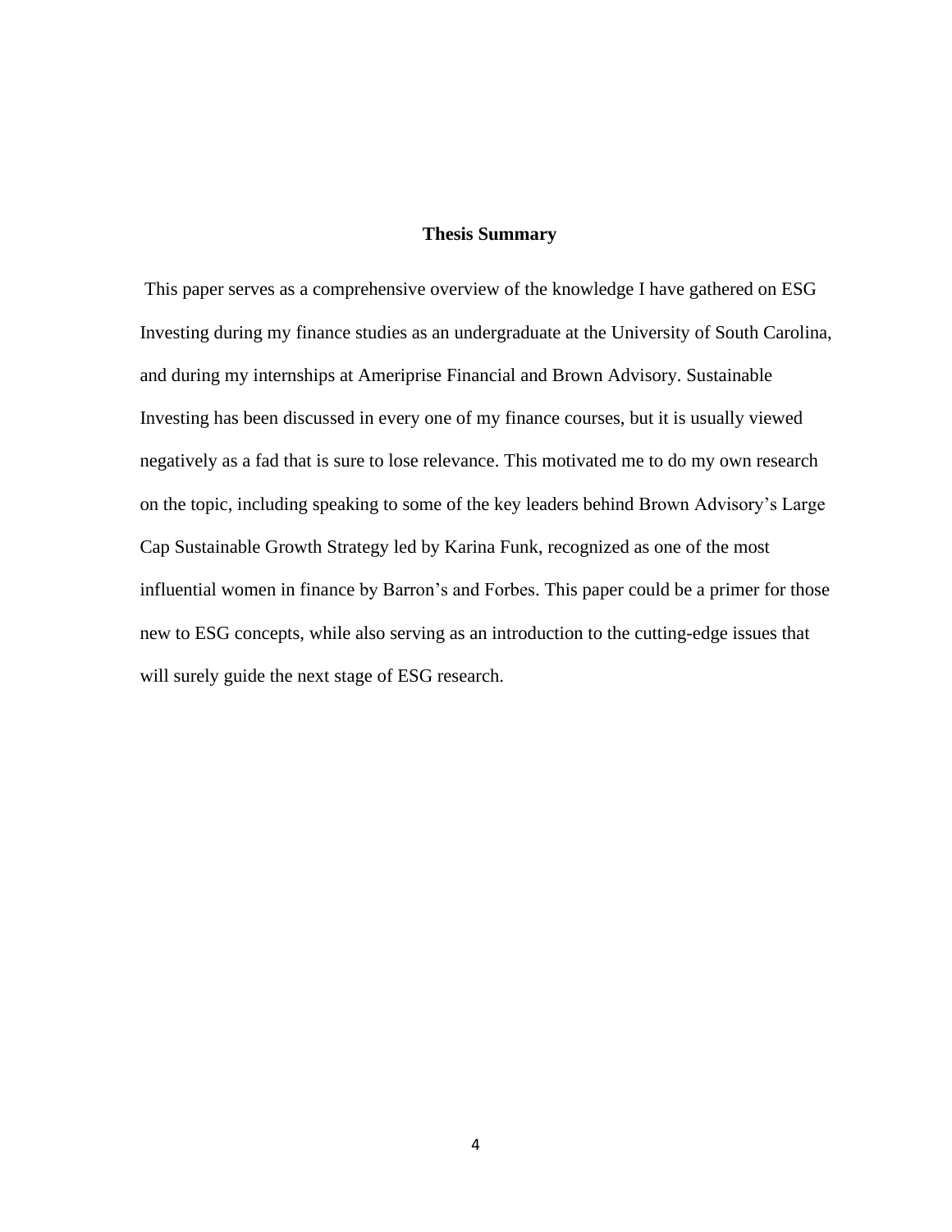## Thesis Summary

This paper serves as a comprehensive overview of the knowledge I have gathered on ESG Investing during my finance studies as an undergraduate at the University of South Carolina, and during my internships at Ameriprise Financial and Brown Advisory. Sustainable Investing has been discussed in every one of my finance courses, but it is usually viewed negatively as a fad that is sure to lose relevance. This motivated me to do my own research on the topic, including speaking to some of the key leaders behind Brown Advisory's Large Cap Sustainable Growth Strategy led by Karina Funk, recognized as one of the most influential women in finance by Barron's and Forbes. This paper could be a primer for those new to ESG concepts, while also serving as an introduction to the cutting-edge issues that will surely guide the next stage of ESG research.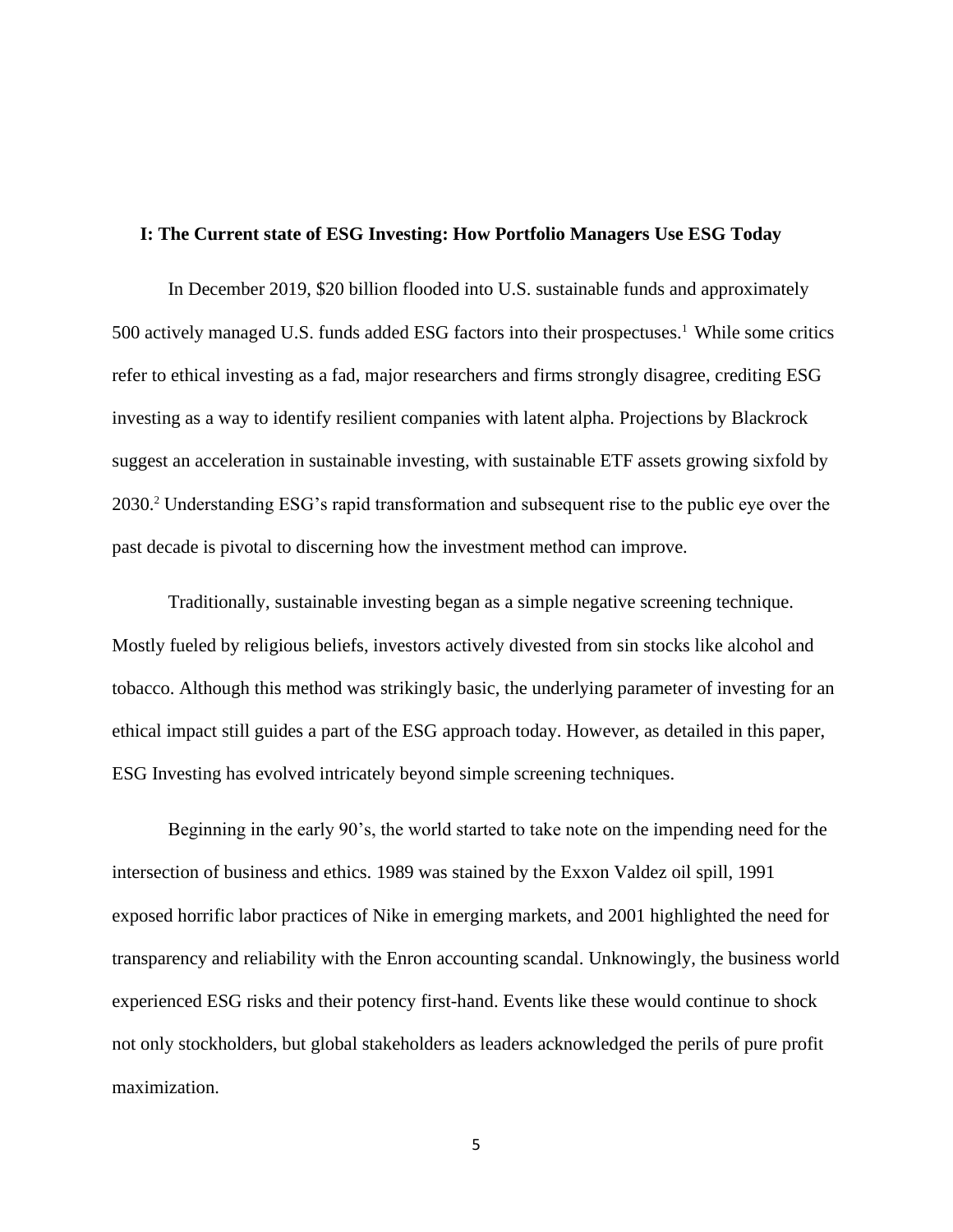## I: The Current state of ESG Investing: How Portfolio Managers Use ESG Today

In December 2019, $20 billion flooded into U.S. sustainable funds and approximately 500 actively managed U.S. funds added ESG factors into their prospectuses.[1] While some critics refer to ethical investing as a fad, major researchers and firms strongly disagree, crediting ESG investing as a way to identify resilient companies with latent alpha. Projections by Blackrock suggest an acceleration in sustainable investing, with sustainable ETF assets growing sixfold by 2030.[2] Understanding ESG's rapid transformation and subsequent rise to the public eye over the past decade is pivotal to discerning how the investment method can improve.

Traditionally, sustainable investing began as a simple negative screening technique. Mostly fueled by religious beliefs, investors actively divested from sin stocks like alcohol and tobacco. Although this method was strikingly basic, the underlying parameter of investing for an ethical impact still guides a part of the ESG approach today. However, as detailed in this paper, ESG Investing has evolved intricately beyond simple screening techniques.

Beginning in the early 90's, the world started to take note on the impending need for the intersection of business and ethics. 1989 was stained by the Exxon Valdez oil spill, 1991 exposed horrific labor practices of Nike in emerging markets, and 2001 highlighted the need for transparency and reliability with the Enron accounting scandal. Unknowingly, the business world experienced ESG risks and their potency first-hand. Events like these would continue to shock not only stockholders, but global stakeholders as leaders acknowledged the perils of pure profit maximization.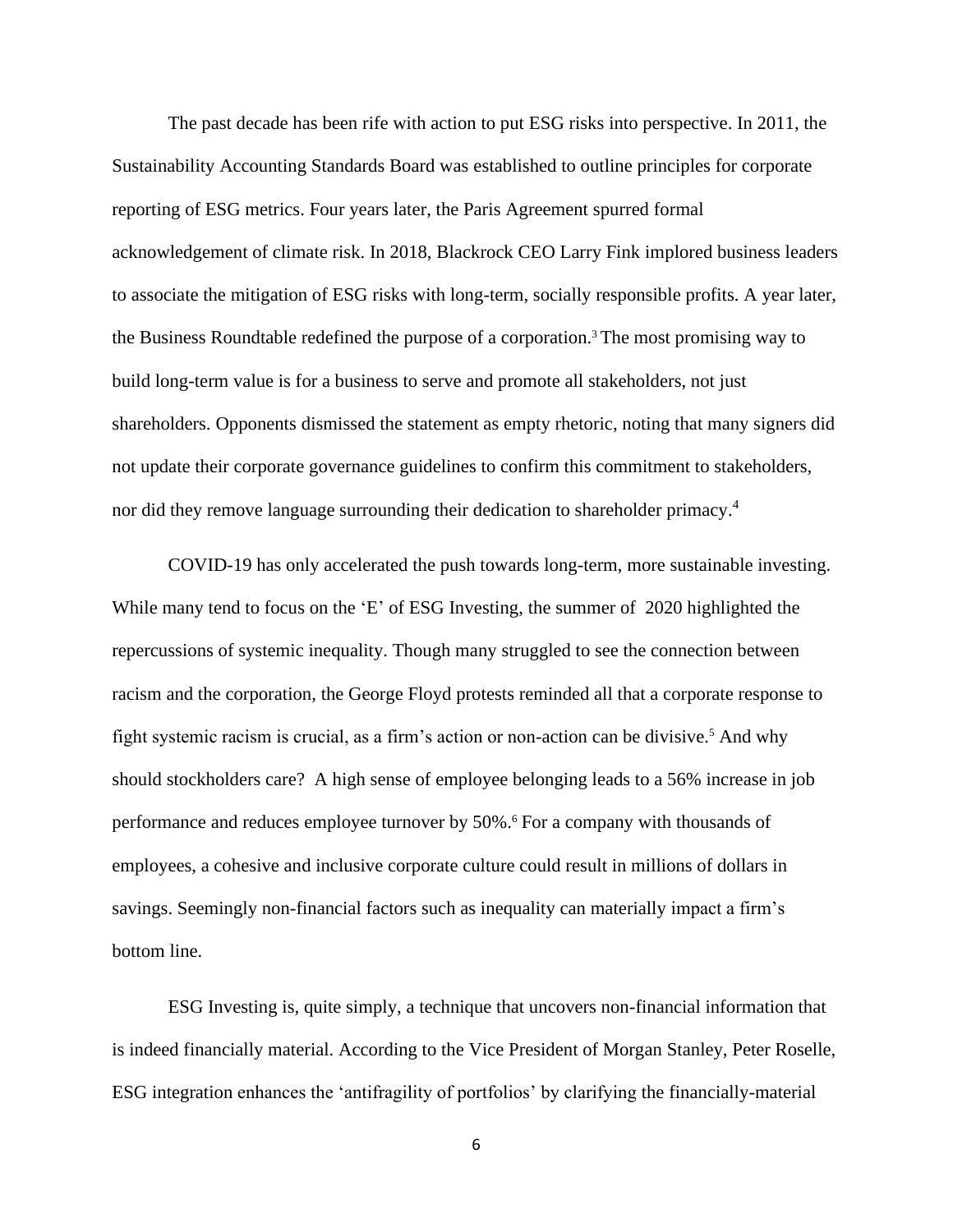The past decade has been rife with action to put ESG risks into perspective. In 2011, the Sustainability Accounting Standards Board was established to outline principles for corporate reporting of ESG metrics. Four years later, the Paris Agreement spurred formal acknowledgement of climate risk. In 2018, Blackrock CEO Larry Fink implored business leaders to associate the mitigation of ESG risks with long-term, socially responsible profits. A year later, the Business Roundtable redefined the purpose of a corporation.[3] The most promising way to build long-term value is for a business to serve and promote all stakeholders, not just shareholders. Opponents dismissed the statement as empty rhetoric, noting that many signers did not update their corporate governance guidelines to confirm this commitment to stakeholders, nor did they remove language surrounding their dedication to shareholder primacy.[4]

COVID-19 has only accelerated the push towards long-term, more sustainable investing. While many tend to focus on the 'E' of ESG Investing, the summer of 2020 highlighted the repercussions of systemic inequality. Though many struggled to see the connection between racism and the corporation, the George Floyd protests reminded all that a corporate response to fight systemic racism is crucial, as a firm's action or non-action can be divisive.[5] And why should stockholders care? A high sense of employee belonging leads to a 56% increase in job performance and reduces employee turnover by 50%.[6] For a company with thousands of employees, a cohesive and inclusive corporate culture could result in millions of dollars in savings. Seemingly non-financial factors such as inequality can materially impact a firm's bottom line.

ESG Investing is, quite simply, a technique that uncovers non-financial information that is indeed financially material. According to the Vice President of Morgan Stanley, Peter Roselle, ESG integration enhances the 'antifragility of portfolios' by clarifying the financially-material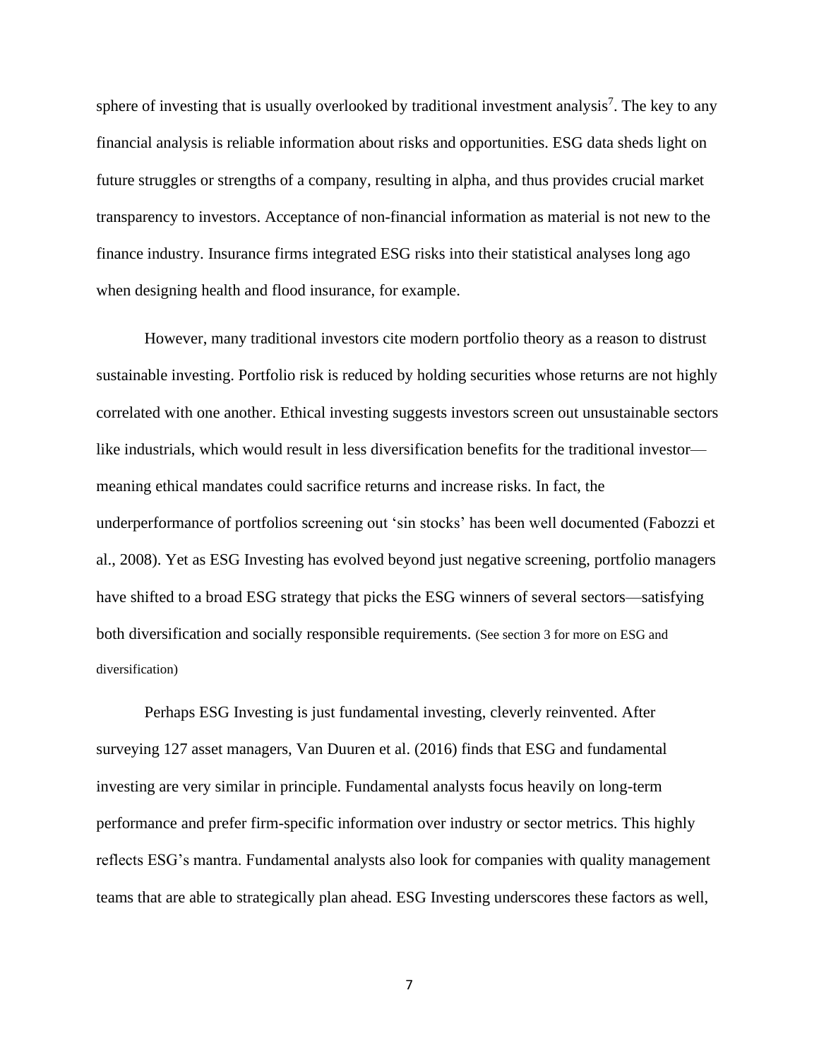sphere of investing that is usually overlooked by traditional investment analysis[7]. The key to any financial analysis is reliable information about risks and opportunities. ESG data sheds light on future struggles or strengths of a company, resulting in alpha, and thus provides crucial market transparency to investors. Acceptance of non-financial information as material is not new to the finance industry. Insurance firms integrated ESG risks into their statistical analyses long ago when designing health and flood insurance, for example.

However, many traditional investors cite modern portfolio theory as a reason to distrust sustainable investing. Portfolio risk is reduced by holding securities whose returns are not highly correlated with one another. Ethical investing suggests investors screen out unsustainable sectors like industrials, which would result in less diversification benefits for the traditional investor—meaning ethical mandates could sacrifice returns and increase risks. In fact, the underperformance of portfolios screening out 'sin stocks' has been well documented (Fabozzi et al., 2008). Yet as ESG Investing has evolved beyond just negative screening, portfolio managers have shifted to a broad ESG strategy that picks the ESG winners of several sectors—satisfying both diversification and socially responsible requirements. (See section 3 for more on ESG and diversification)

Perhaps ESG Investing is just fundamental investing, cleverly reinvented. After surveying 127 asset managers, Van Duuren et al. (2016) finds that ESG and fundamental investing are very similar in principle. Fundamental analysts focus heavily on long-term performance and prefer firm-specific information over industry or sector metrics. This highly reflects ESG's mantra. Fundamental analysts also look for companies with quality management teams that are able to strategically plan ahead. ESG Investing underscores these factors as well,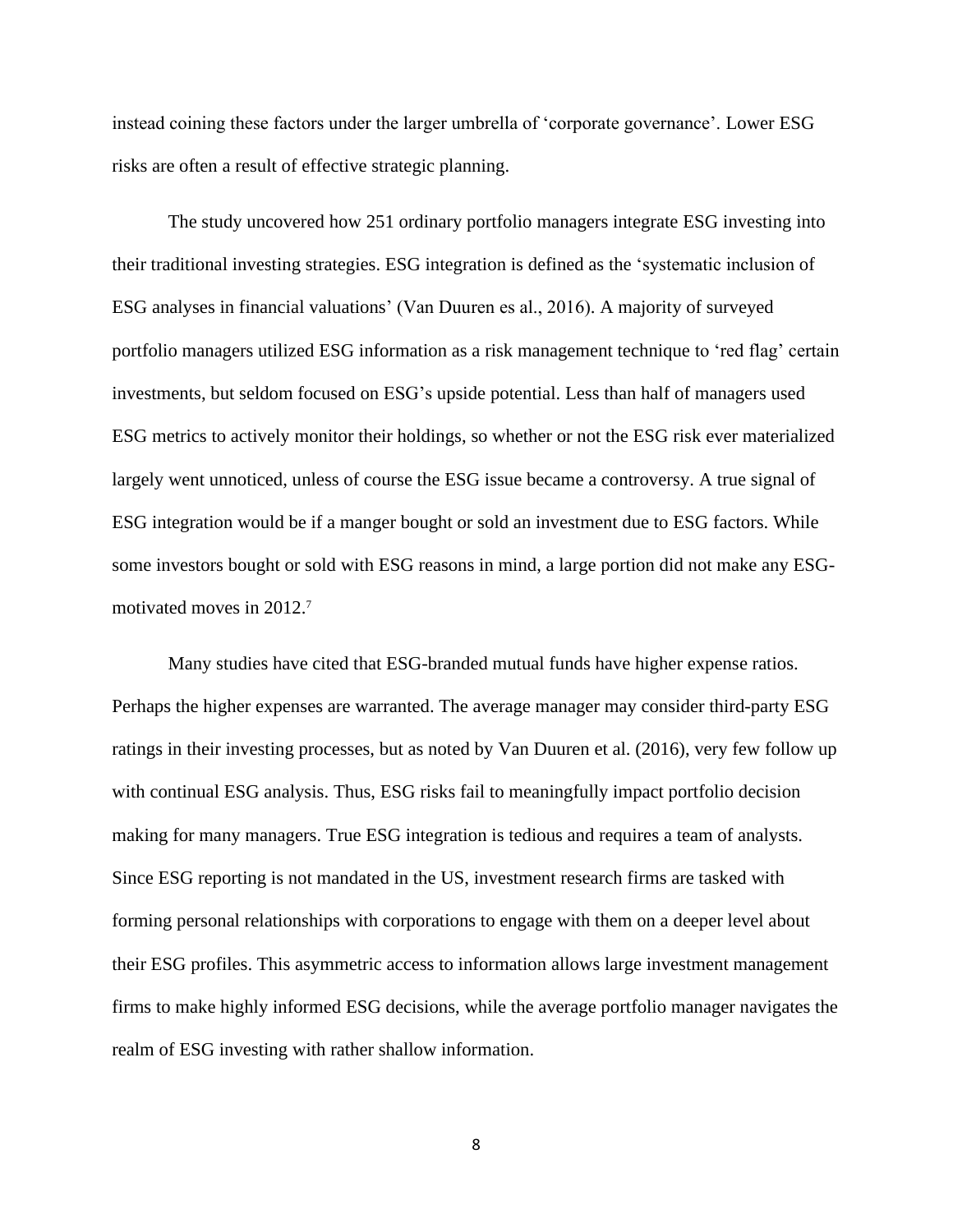instead coining these factors under the larger umbrella of 'corporate governance'. Lower ESG risks are often a result of effective strategic planning.

The study uncovered how 251 ordinary portfolio managers integrate ESG investing into their traditional investing strategies. ESG integration is defined as the 'systematic inclusion of ESG analyses in financial valuations' (Van Duuren es al., 2016). A majority of surveyed portfolio managers utilized ESG information as a risk management technique to 'red flag' certain investments, but seldom focused on ESG's upside potential. Less than half of managers used ESG metrics to actively monitor their holdings, so whether or not the ESG risk ever materialized largely went unnoticed, unless of course the ESG issue became a controversy. A true signal of ESG integration would be if a manger bought or sold an investment due to ESG factors. While some investors bought or sold with ESG reasons in mind, a large portion did not make any ESG-motivated moves in 2012.[7]

Many studies have cited that ESG-branded mutual funds have higher expense ratios. Perhaps the higher expenses are warranted. The average manager may consider third-party ESG ratings in their investing processes, but as noted by Van Duuren et al. (2016), very few follow up with continual ESG analysis. Thus, ESG risks fail to meaningfully impact portfolio decision making for many managers. True ESG integration is tedious and requires a team of analysts. Since ESG reporting is not mandated in the US, investment research firms are tasked with forming personal relationships with corporations to engage with them on a deeper level about their ESG profiles. This asymmetric access to information allows large investment management firms to make highly informed ESG decisions, while the average portfolio manager navigates the realm of ESG investing with rather shallow information.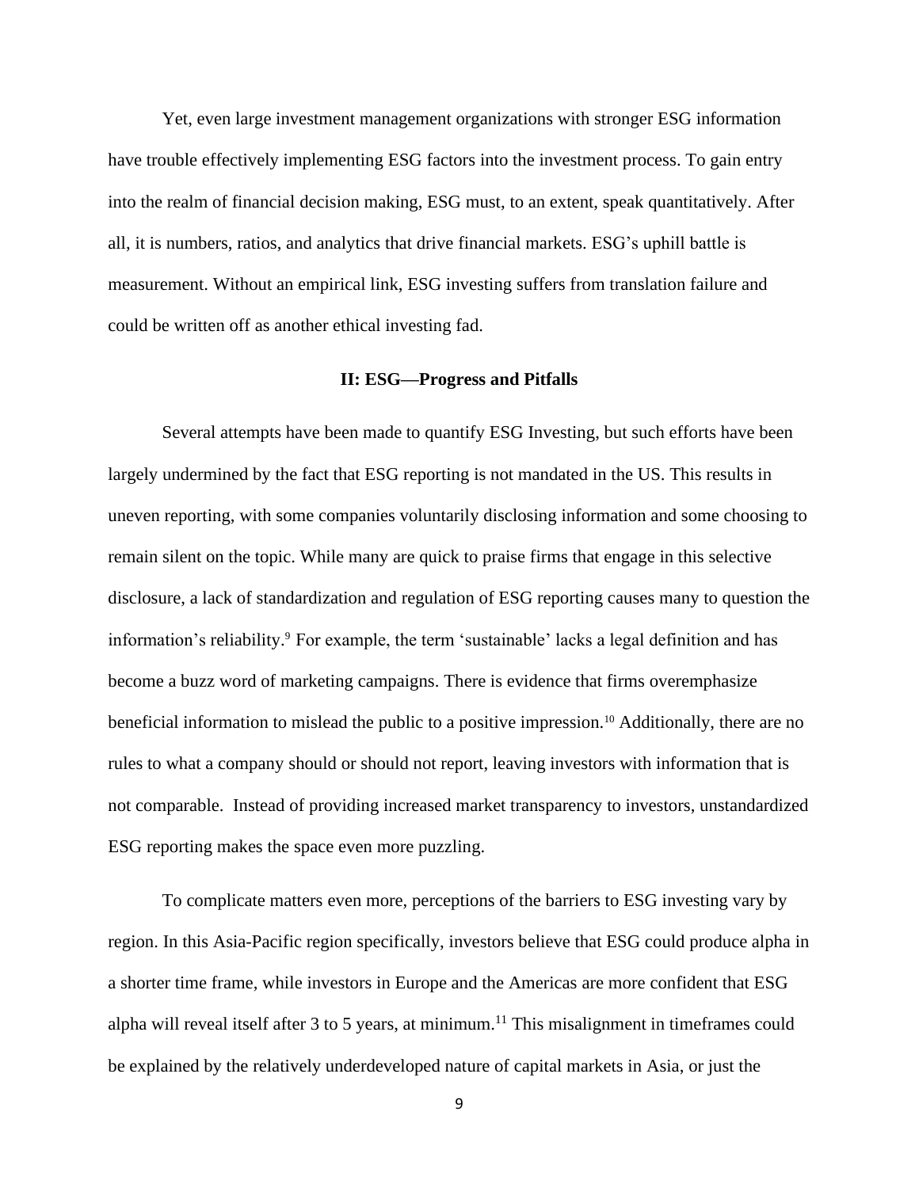Yet, even large investment management organizations with stronger ESG information have trouble effectively implementing ESG factors into the investment process. To gain entry into the realm of financial decision making, ESG must, to an extent, speak quantitatively. After all, it is numbers, ratios, and analytics that drive financial markets. ESG's uphill battle is measurement. Without an empirical link, ESG investing suffers from translation failure and could be written off as another ethical investing fad.

## II: ESG—Progress and Pitfalls

Several attempts have been made to quantify ESG Investing, but such efforts have been largely undermined by the fact that ESG reporting is not mandated in the US. This results in uneven reporting, with some companies voluntarily disclosing information and some choosing to remain silent on the topic. While many are quick to praise firms that engage in this selective disclosure, a lack of standardization and regulation of ESG reporting causes many to question the information's reliability.[9] For example, the term 'sustainable' lacks a legal definition and has become a buzz word of marketing campaigns. There is evidence that firms overemphasize beneficial information to mislead the public to a positive impression.[10] Additionally, there are no rules to what a company should or should not report, leaving investors with information that is not comparable. Instead of providing increased market transparency to investors, unstandardized ESG reporting makes the space even more puzzling.

To complicate matters even more, perceptions of the barriers to ESG investing vary by region. In this Asia-Pacific region specifically, investors believe that ESG could produce alpha in a shorter time frame, while investors in Europe and the Americas are more confident that ESG alpha will reveal itself after 3 to 5 years, at minimum.[11] This misalignment in timeframes could be explained by the relatively underdeveloped nature of capital markets in Asia, or just the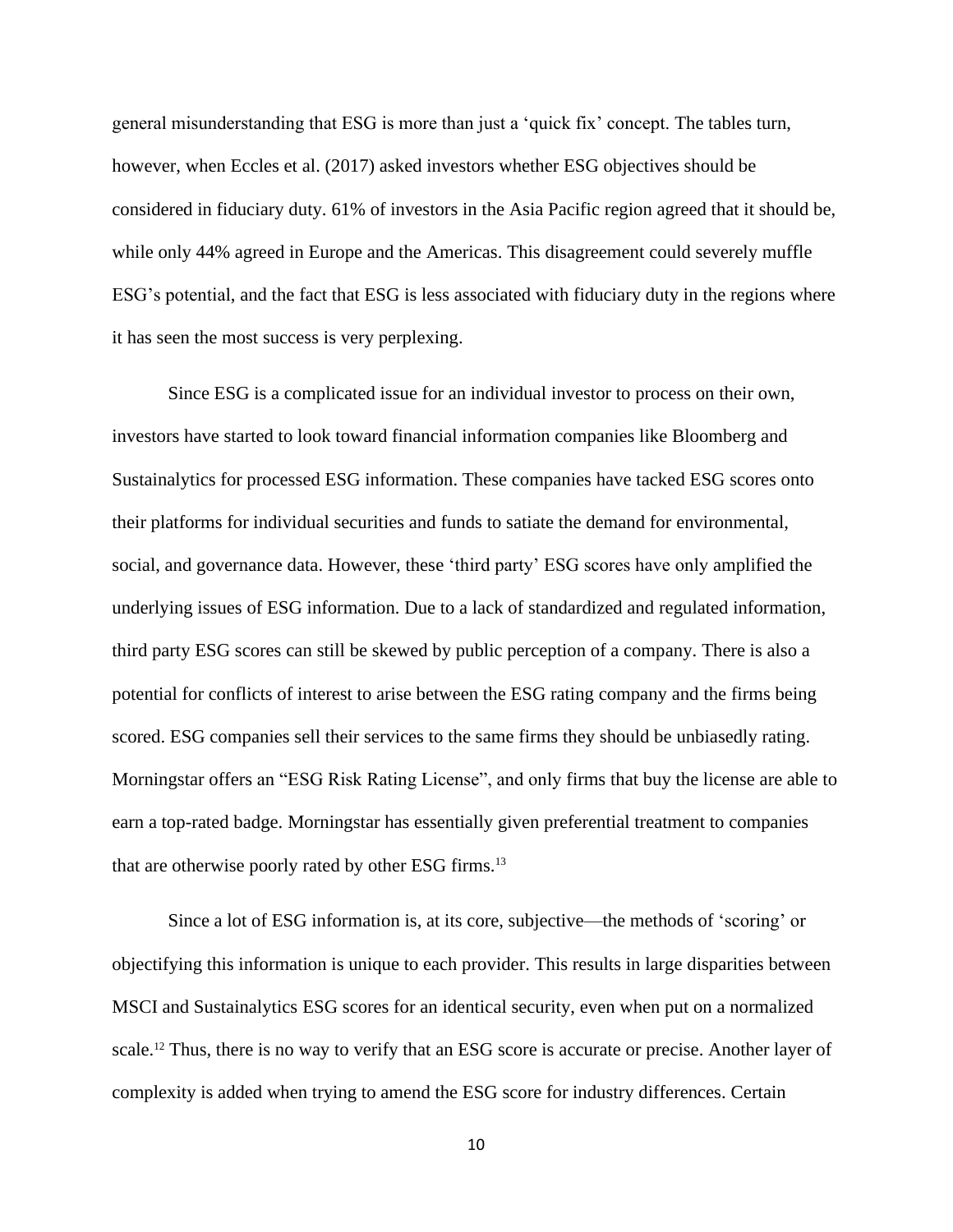general misunderstanding that ESG is more than just a 'quick fix' concept. The tables turn, however, when Eccles et al. (2017) asked investors whether ESG objectives should be considered in fiduciary duty. 61% of investors in the Asia Pacific region agreed that it should be, while only 44% agreed in Europe and the Americas. This disagreement could severely muffle ESG's potential, and the fact that ESG is less associated with fiduciary duty in the regions where it has seen the most success is very perplexing.

Since ESG is a complicated issue for an individual investor to process on their own, investors have started to look toward financial information companies like Bloomberg and Sustainalytics for processed ESG information. These companies have tacked ESG scores onto their platforms for individual securities and funds to satiate the demand for environmental, social, and governance data. However, these 'third party' ESG scores have only amplified the underlying issues of ESG information. Due to a lack of standardized and regulated information, third party ESG scores can still be skewed by public perception of a company. There is also a potential for conflicts of interest to arise between the ESG rating company and the firms being scored. ESG companies sell their services to the same firms they should be unbiasedly rating. Morningstar offers an "ESG Risk Rating License", and only firms that buy the license are able to earn a top-rated badge. Morningstar has essentially given preferential treatment to companies that are otherwise poorly rated by other ESG firms.[13]

Since a lot of ESG information is, at its core, subjective—the methods of 'scoring' or objectifying this information is unique to each provider. This results in large disparities between MSCI and Sustainalytics ESG scores for an identical security, even when put on a normalized scale.[12] Thus, there is no way to verify that an ESG score is accurate or precise. Another layer of complexity is added when trying to amend the ESG score for industry differences. Certain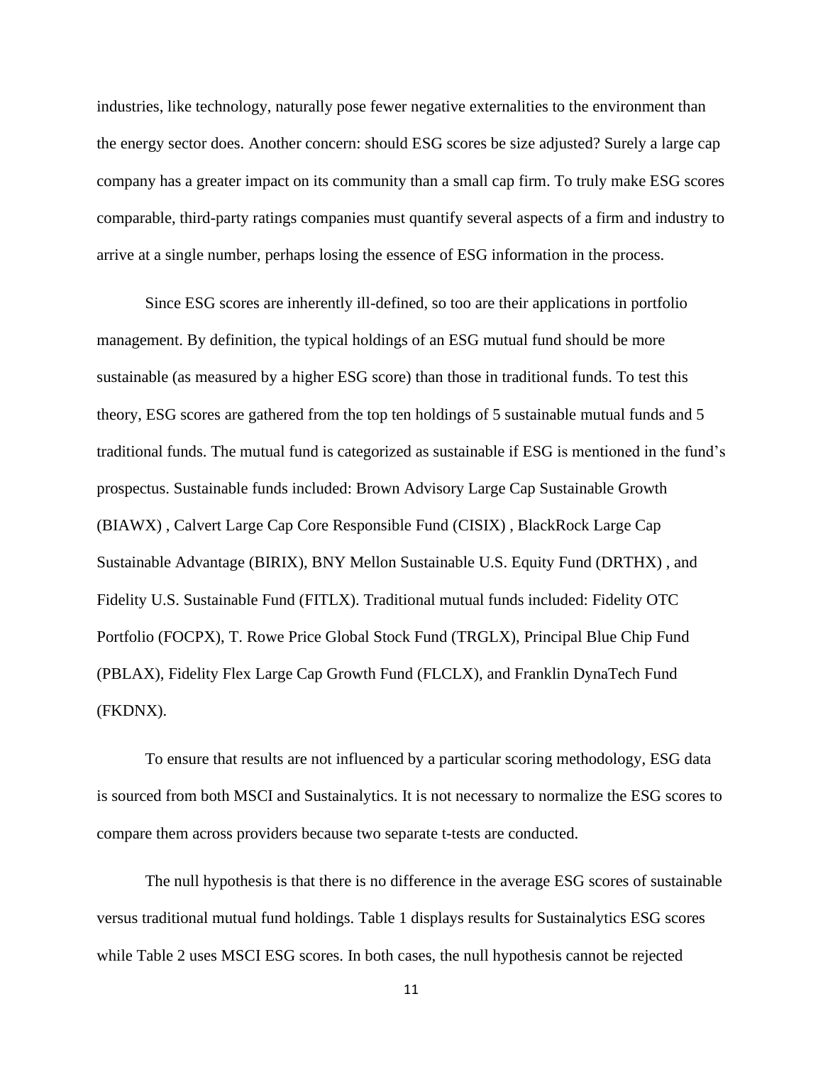industries, like technology, naturally pose fewer negative externalities to the environment than the energy sector does. Another concern: should ESG scores be size adjusted? Surely a large cap company has a greater impact on its community than a small cap firm. To truly make ESG scores comparable, third-party ratings companies must quantify several aspects of a firm and industry to arrive at a single number, perhaps losing the essence of ESG information in the process.

Since ESG scores are inherently ill-defined, so too are their applications in portfolio management. By definition, the typical holdings of an ESG mutual fund should be more sustainable (as measured by a higher ESG score) than those in traditional funds. To test this theory, ESG scores are gathered from the top ten holdings of 5 sustainable mutual funds and 5 traditional funds. The mutual fund is categorized as sustainable if ESG is mentioned in the fund's prospectus. Sustainable funds included: Brown Advisory Large Cap Sustainable Growth (BIAWX) , Calvert Large Cap Core Responsible Fund (CISIX) , BlackRock Large Cap Sustainable Advantage (BIRIX), BNY Mellon Sustainable U.S. Equity Fund (DRTHX) , and Fidelity U.S. Sustainable Fund (FITLX). Traditional mutual funds included: Fidelity OTC Portfolio (FOCPX), T. Rowe Price Global Stock Fund (TRGLX), Principal Blue Chip Fund (PBLAX), Fidelity Flex Large Cap Growth Fund (FLCLX), and Franklin DynaTech Fund (FKDNX).

To ensure that results are not influenced by a particular scoring methodology, ESG data is sourced from both MSCI and Sustainalytics. It is not necessary to normalize the ESG scores to compare them across providers because two separate t-tests are conducted.

The null hypothesis is that there is no difference in the average ESG scores of sustainable versus traditional mutual fund holdings. Table 1 displays results for Sustainalytics ESG scores while Table 2 uses MSCI ESG scores. In both cases, the null hypothesis cannot be rejected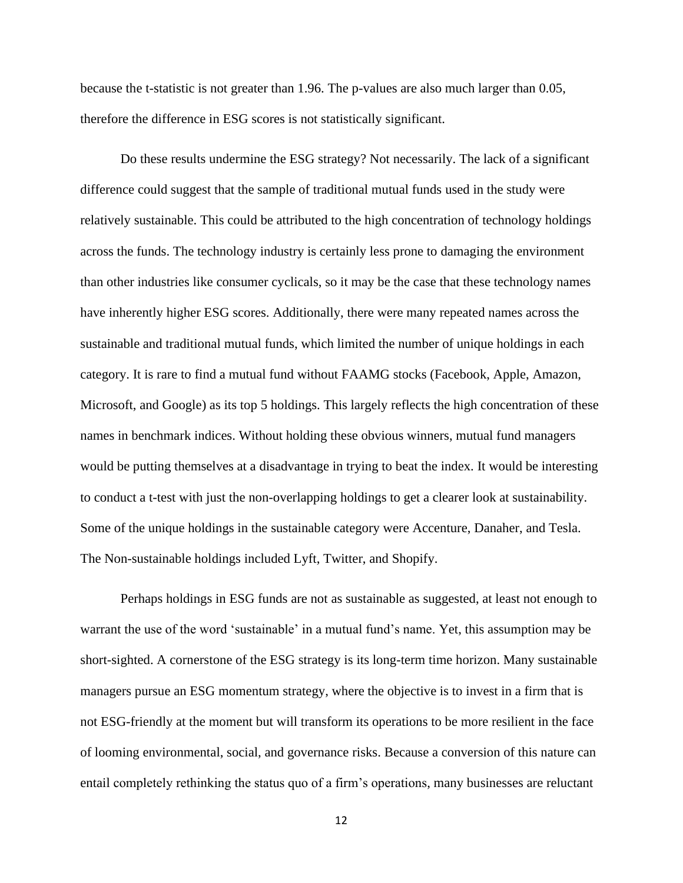because the t-statistic is not greater than 1.96. The p-values are also much larger than 0.05, therefore the difference in ESG scores is not statistically significant.

Do these results undermine the ESG strategy? Not necessarily. The lack of a significant difference could suggest that the sample of traditional mutual funds used in the study were relatively sustainable. This could be attributed to the high concentration of technology holdings across the funds. The technology industry is certainly less prone to damaging the environment than other industries like consumer cyclicals, so it may be the case that these technology names have inherently higher ESG scores. Additionally, there were many repeated names across the sustainable and traditional mutual funds, which limited the number of unique holdings in each category. It is rare to find a mutual fund without FAAMG stocks (Facebook, Apple, Amazon, Microsoft, and Google) as its top 5 holdings. This largely reflects the high concentration of these names in benchmark indices. Without holding these obvious winners, mutual fund managers would be putting themselves at a disadvantage in trying to beat the index. It would be interesting to conduct a t-test with just the non-overlapping holdings to get a clearer look at sustainability. Some of the unique holdings in the sustainable category were Accenture, Danaher, and Tesla. The Non-sustainable holdings included Lyft, Twitter, and Shopify.

Perhaps holdings in ESG funds are not as sustainable as suggested, at least not enough to warrant the use of the word 'sustainable' in a mutual fund's name. Yet, this assumption may be short-sighted. A cornerstone of the ESG strategy is its long-term time horizon. Many sustainable managers pursue an ESG momentum strategy, where the objective is to invest in a firm that is not ESG-friendly at the moment but will transform its operations to be more resilient in the face of looming environmental, social, and governance risks. Because a conversion of this nature can entail completely rethinking the status quo of a firm's operations, many businesses are reluctant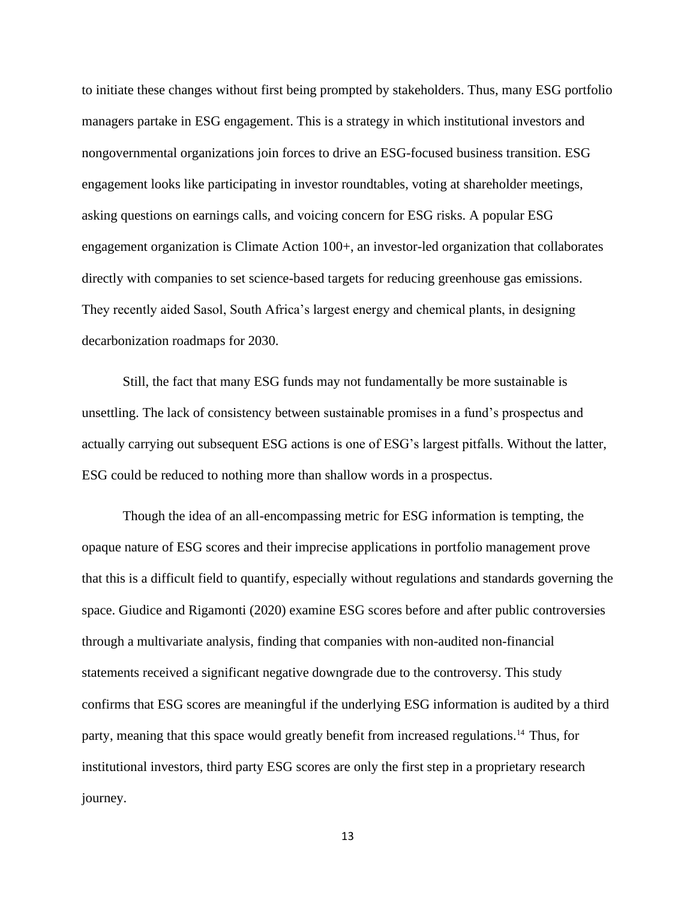to initiate these changes without first being prompted by stakeholders. Thus, many ESG portfolio managers partake in ESG engagement. This is a strategy in which institutional investors and nongovernmental organizations join forces to drive an ESG-focused business transition. ESG engagement looks like participating in investor roundtables, voting at shareholder meetings, asking questions on earnings calls, and voicing concern for ESG risks. A popular ESG engagement organization is Climate Action 100+, an investor-led organization that collaborates directly with companies to set science-based targets for reducing greenhouse gas emissions. They recently aided Sasol, South Africa's largest energy and chemical plants, in designing decarbonization roadmaps for 2030.

Still, the fact that many ESG funds may not fundamentally be more sustainable is unsettling. The lack of consistency between sustainable promises in a fund's prospectus and actually carrying out subsequent ESG actions is one of ESG's largest pitfalls. Without the latter, ESG could be reduced to nothing more than shallow words in a prospectus.

Though the idea of an all-encompassing metric for ESG information is tempting, the opaque nature of ESG scores and their imprecise applications in portfolio management prove that this is a difficult field to quantify, especially without regulations and standards governing the space. Giudice and Rigamonti (2020) examine ESG scores before and after public controversies through a multivariate analysis, finding that companies with non-audited non-financial statements received a significant negative downgrade due to the controversy. This study confirms that ESG scores are meaningful if the underlying ESG information is audited by a third party, meaning that this space would greatly benefit from increased regulations.[14] Thus, for institutional investors, third party ESG scores are only the first step in a proprietary research journey.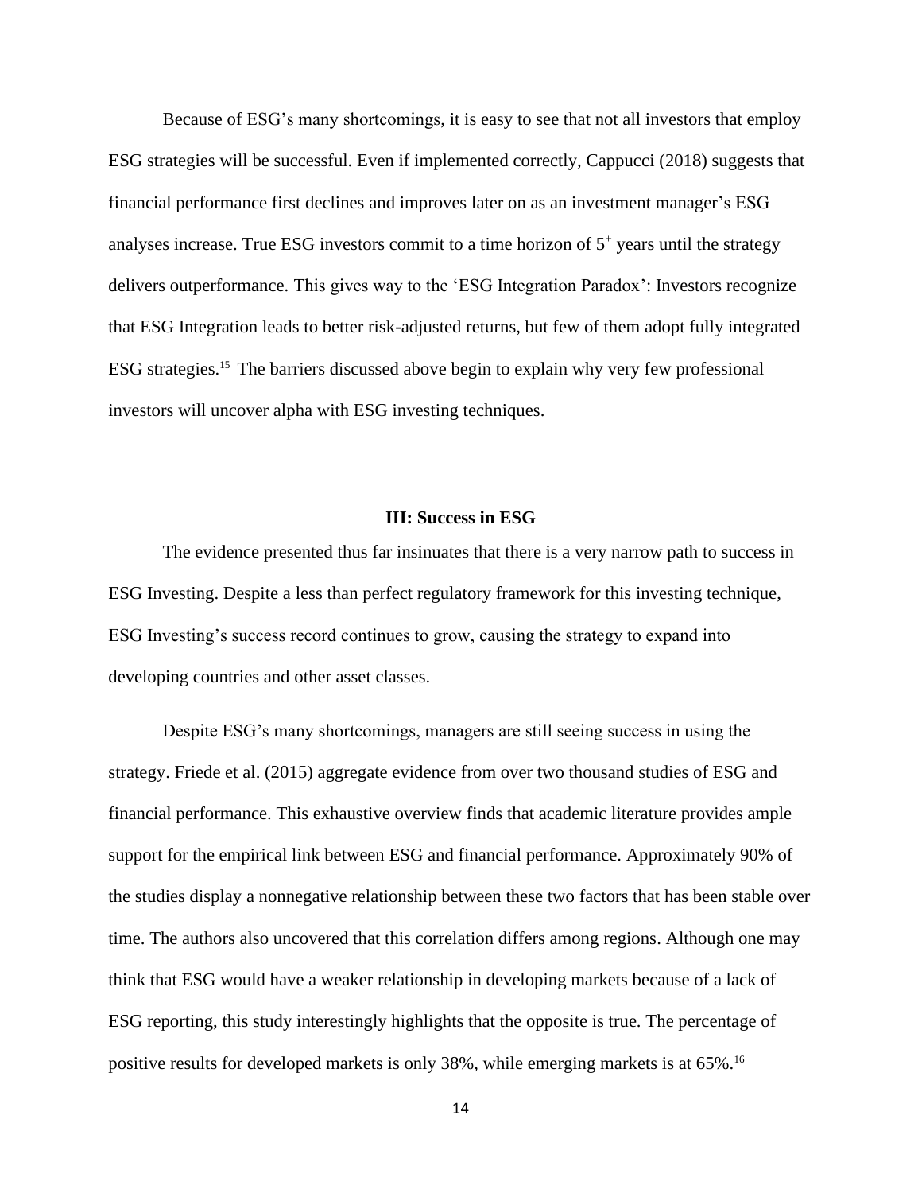Because of ESG's many shortcomings, it is easy to see that not all investors that employ ESG strategies will be successful. Even if implemented correctly, Cappucci (2018) suggests that financial performance first declines and improves later on as an investment manager's ESG analyses increase. True ESG investors commit to a time horizon of $5^+$ years until the strategy delivers outperformance. This gives way to the 'ESG Integration Paradox': Investors recognize that ESG Integration leads to better risk-adjusted returns, but few of them adopt fully integrated ESG strategies.[15] The barriers discussed above begin to explain why very few professional investors will uncover alpha with ESG investing techniques.

## III: Success in ESG

The evidence presented thus far insinuates that there is a very narrow path to success in ESG Investing. Despite a less than perfect regulatory framework for this investing technique, ESG Investing's success record continues to grow, causing the strategy to expand into developing countries and other asset classes.

Despite ESG's many shortcomings, managers are still seeing success in using the strategy. Friede et al. (2015) aggregate evidence from over two thousand studies of ESG and financial performance. This exhaustive overview finds that academic literature provides ample support for the empirical link between ESG and financial performance. Approximately 90% of the studies display a nonnegative relationship between these two factors that has been stable over time. The authors also uncovered that this correlation differs among regions. Although one may think that ESG would have a weaker relationship in developing markets because of a lack of ESG reporting, this study interestingly highlights that the opposite is true. The percentage of positive results for developed markets is only 38%, while emerging markets is at 65%.[16]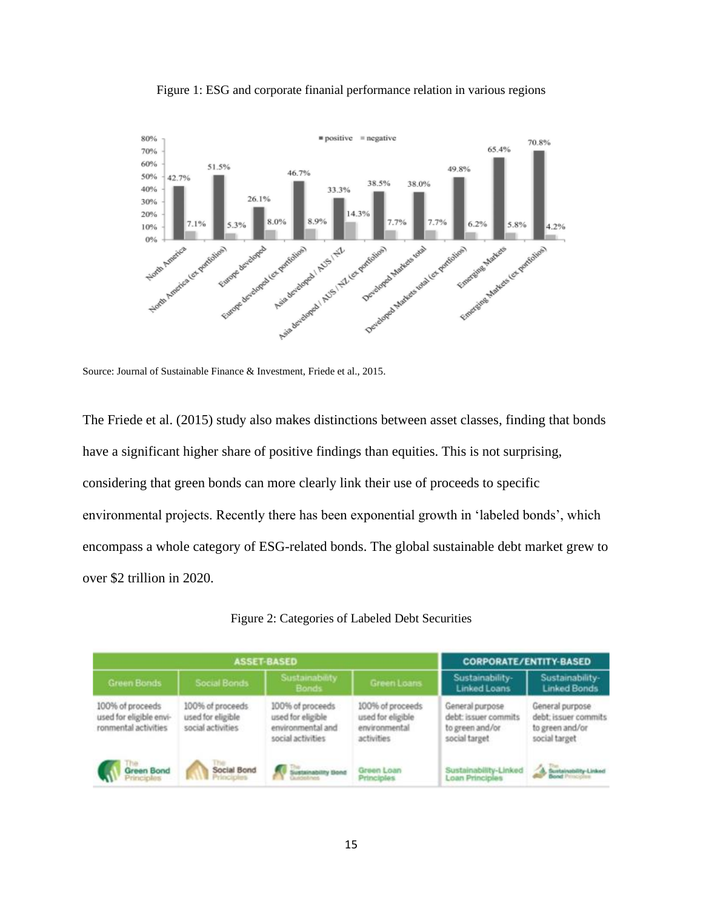Figure 1: ESG and corporate finanial performance relation in various regions

Source: Journal of Sustainable Finance & Investment, Friede et al., 2015.

The Friede et al. (2015) study also makes distinctions between asset classes, finding that bonds have a significant higher share of positive findings than equities. This is not surprising, considering that green bonds can more clearly link their use of proceeds to specific environmental projects. Recently there has been exponential growth in 'labeled bonds', which encompass a whole category of ESG-related bonds. The global sustainable debt market grew to over $2 trillion in 2020.

Figure 2: Categories of Labeled Debt Securities

| ASSET-BASED | | | | CORPORATE/ENTITY-BASED | |
|---|---|---|---|---|---|
| Green Bonds | Social Bonds | Sustainability Bonds | Green Loans | Sustainability-Linked Loans | Sustainability-Linked Bonds |
| 100% of proceeds used for eligible environmental activities | 100% of proceeds used for eligible social activities | 100% of proceeds used for eligible environmental and social activities | 100% of proceeds used for eligible environmental activities | General purpose debt: issuer commits to green and/or social target | General purpose debt: issuer commits to green and/or social target |
| The Green Bond Principles | The Social Bond Principles | The Sustainability Bond Guidelines | Green Loan Principles | Sustainability-Linked Loan Principles | The Sustainability-Linked Bond Principles |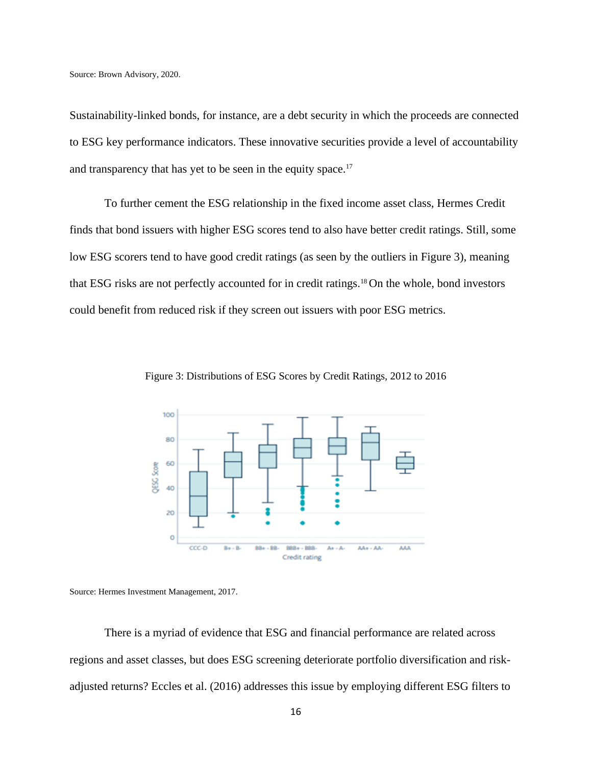Source: Brown Advisory, 2020.

Sustainability-linked bonds, for instance, are a debt security in which the proceeds are connected to ESG key performance indicators. These innovative securities provide a level of accountability and transparency that has yet to be seen in the equity space.[17]

To further cement the ESG relationship in the fixed income asset class, Hermes Credit finds that bond issuers with higher ESG scores tend to also have better credit ratings. Still, some low ESG scorers tend to have good credit ratings (as seen by the outliers in Figure 3), meaning that ESG risks are not perfectly accounted for in credit ratings.[18] On the whole, bond investors could benefit from reduced risk if they screen out issuers with poor ESG metrics.

Figure 3: Distributions of ESG Scores by Credit Ratings, 2012 to 2016

Source: Hermes Investment Management, 2017.

There is a myriad of evidence that ESG and financial performance are related across regions and asset classes, but does ESG screening deteriorate portfolio diversification and risk-adjusted returns? Eccles et al. (2016) addresses this issue by employing different ESG filters to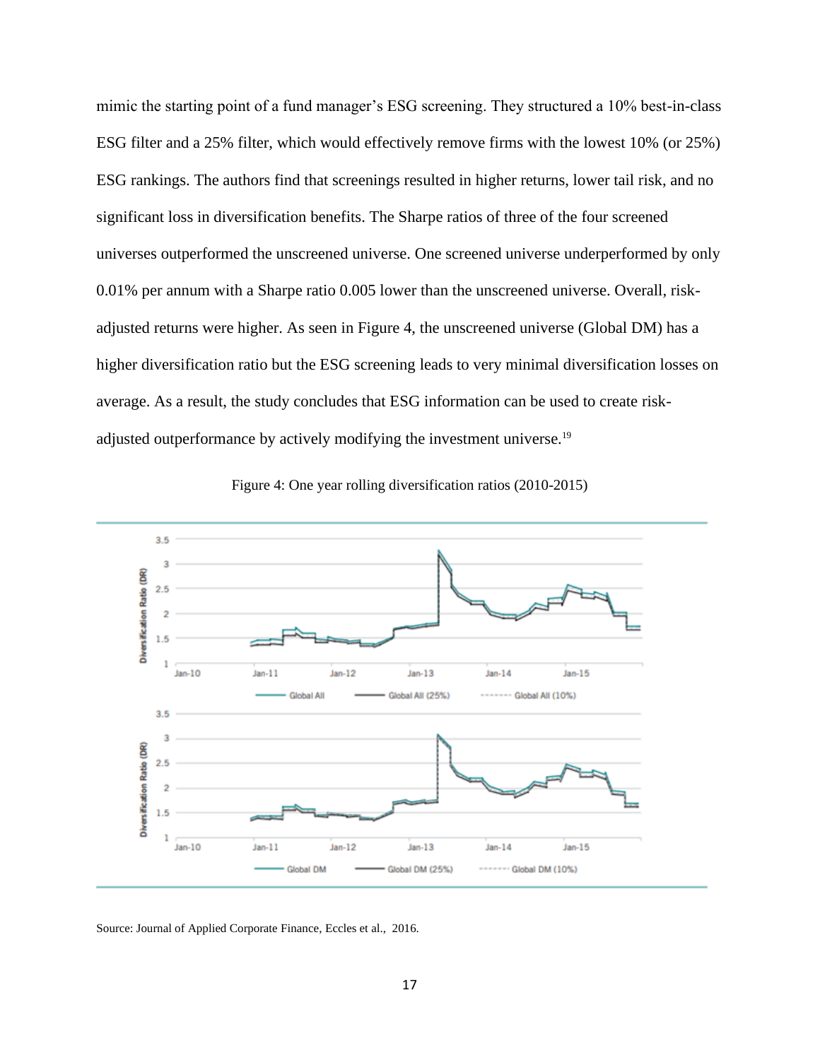mimic the starting point of a fund manager's ESG screening. They structured a 10% best-in-class ESG filter and a 25% filter, which would effectively remove firms with the lowest 10% (or 25%) ESG rankings. The authors find that screenings resulted in higher returns, lower tail risk, and no significant loss in diversification benefits. The Sharpe ratios of three of the four screened universes outperformed the unscreened universe. One screened universe underperformed by only 0.01% per annum with a Sharpe ratio 0.005 lower than the unscreened universe. Overall, risk-adjusted returns were higher. As seen in Figure 4, the unscreened universe (Global DM) has a higher diversification ratio but the ESG screening leads to very minimal diversification losses on average. As a result, the study concludes that ESG information can be used to create risk-adjusted outperformance by actively modifying the investment universe.[19]

Figure 4: One year rolling diversification ratios (2010-2015)

Source: Journal of Applied Corporate Finance, Eccles et al., 2016.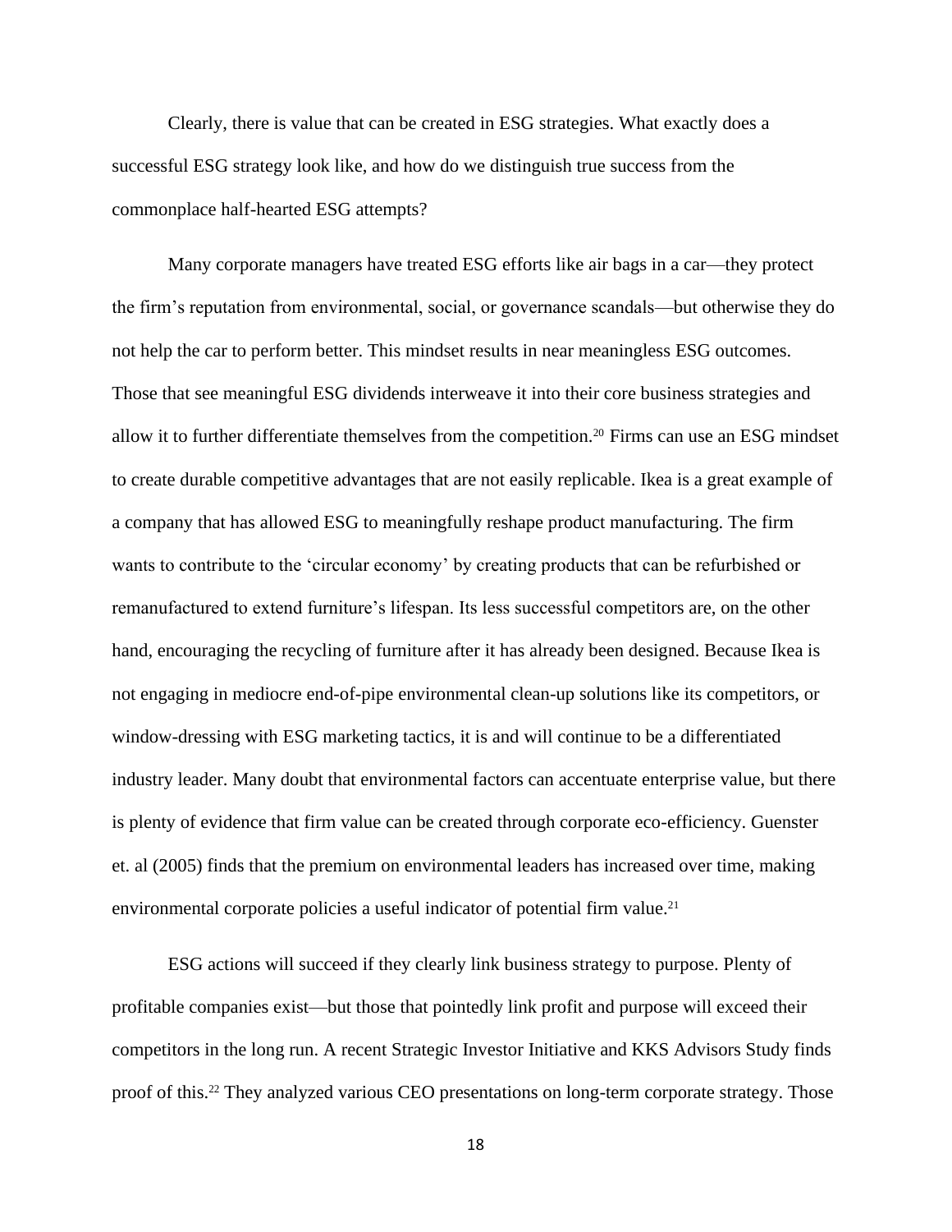Clearly, there is value that can be created in ESG strategies. What exactly does a successful ESG strategy look like, and how do we distinguish true success from the commonplace half-hearted ESG attempts?

Many corporate managers have treated ESG efforts like air bags in a car—they protect the firm's reputation from environmental, social, or governance scandals—but otherwise they do not help the car to perform better. This mindset results in near meaningless ESG outcomes. Those that see meaningful ESG dividends interweave it into their core business strategies and allow it to further differentiate themselves from the competition.[20] Firms can use an ESG mindset to create durable competitive advantages that are not easily replicable. Ikea is a great example of a company that has allowed ESG to meaningfully reshape product manufacturing. The firm wants to contribute to the 'circular economy' by creating products that can be refurbished or remanufactured to extend furniture's lifespan. Its less successful competitors are, on the other hand, encouraging the recycling of furniture after it has already been designed. Because Ikea is not engaging in mediocre end-of-pipe environmental clean-up solutions like its competitors, or window-dressing with ESG marketing tactics, it is and will continue to be a differentiated industry leader. Many doubt that environmental factors can accentuate enterprise value, but there is plenty of evidence that firm value can be created through corporate eco-efficiency. Guenster et. al (2005) finds that the premium on environmental leaders has increased over time, making environmental corporate policies a useful indicator of potential firm value.[21]

ESG actions will succeed if they clearly link business strategy to purpose. Plenty of profitable companies exist—but those that pointedly link profit and purpose will exceed their competitors in the long run. A recent Strategic Investor Initiative and KKS Advisors Study finds proof of this.[22] They analyzed various CEO presentations on long-term corporate strategy. Those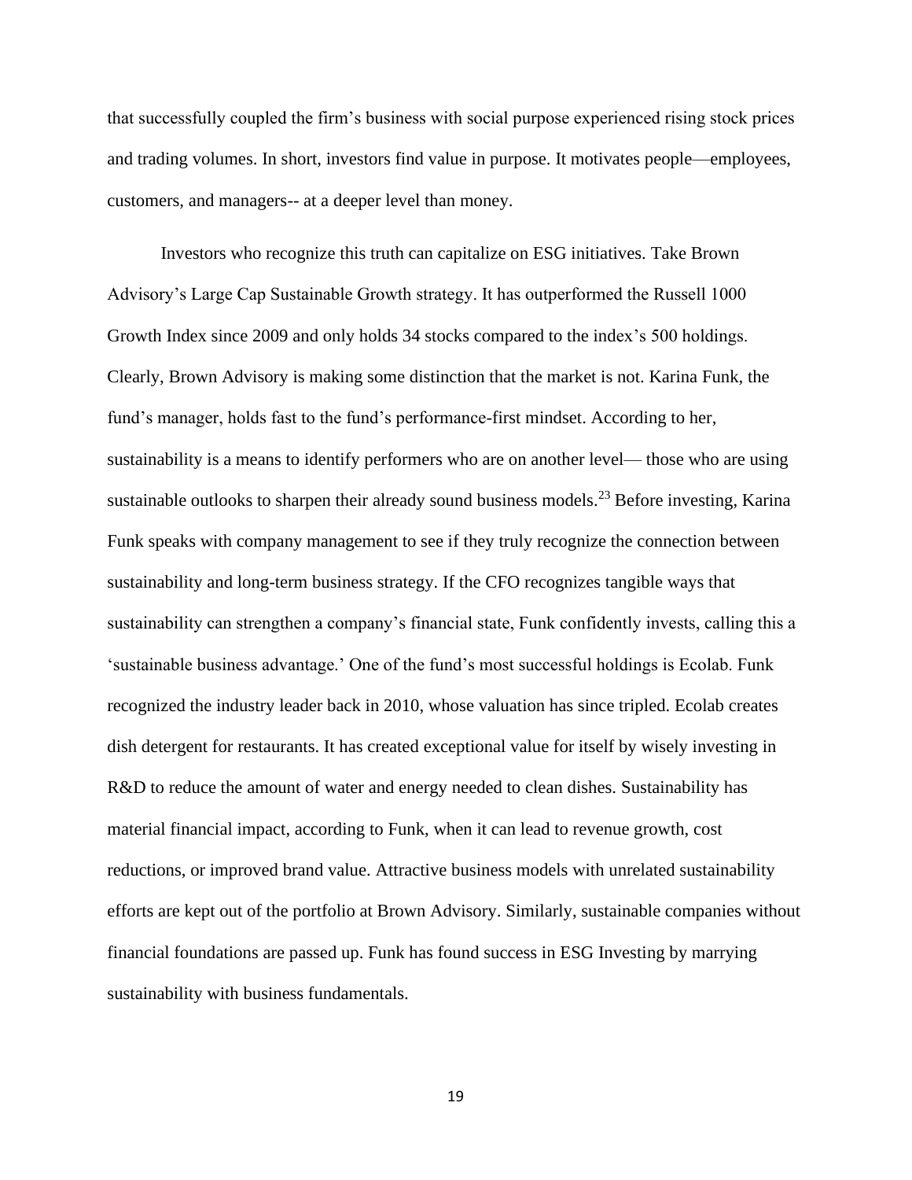that successfully coupled the firm's business with social purpose experienced rising stock prices and trading volumes. In short, investors find value in purpose. It motivates people—employees, customers, and managers-- at a deeper level than money.

Investors who recognize this truth can capitalize on ESG initiatives. Take Brown Advisory's Large Cap Sustainable Growth strategy. It has outperformed the Russell 1000 Growth Index since 2009 and only holds 34 stocks compared to the index's 500 holdings. Clearly, Brown Advisory is making some distinction that the market is not. Karina Funk, the fund's manager, holds fast to the fund's performance-first mindset. According to her, sustainability is a means to identify performers who are on another level— those who are using sustainable outlooks to sharpen their already sound business models.[23] Before investing, Karina Funk speaks with company management to see if they truly recognize the connection between sustainability and long-term business strategy. If the CFO recognizes tangible ways that sustainability can strengthen a company's financial state, Funk confidently invests, calling this a 'sustainable business advantage.' One of the fund's most successful holdings is Ecolab. Funk recognized the industry leader back in 2010, whose valuation has since tripled. Ecolab creates dish detergent for restaurants. It has created exceptional value for itself by wisely investing in R&D to reduce the amount of water and energy needed to clean dishes. Sustainability has material financial impact, according to Funk, when it can lead to revenue growth, cost reductions, or improved brand value. Attractive business models with unrelated sustainability efforts are kept out of the portfolio at Brown Advisory. Similarly, sustainable companies without financial foundations are passed up. Funk has found success in ESG Investing by marrying sustainability with business fundamentals.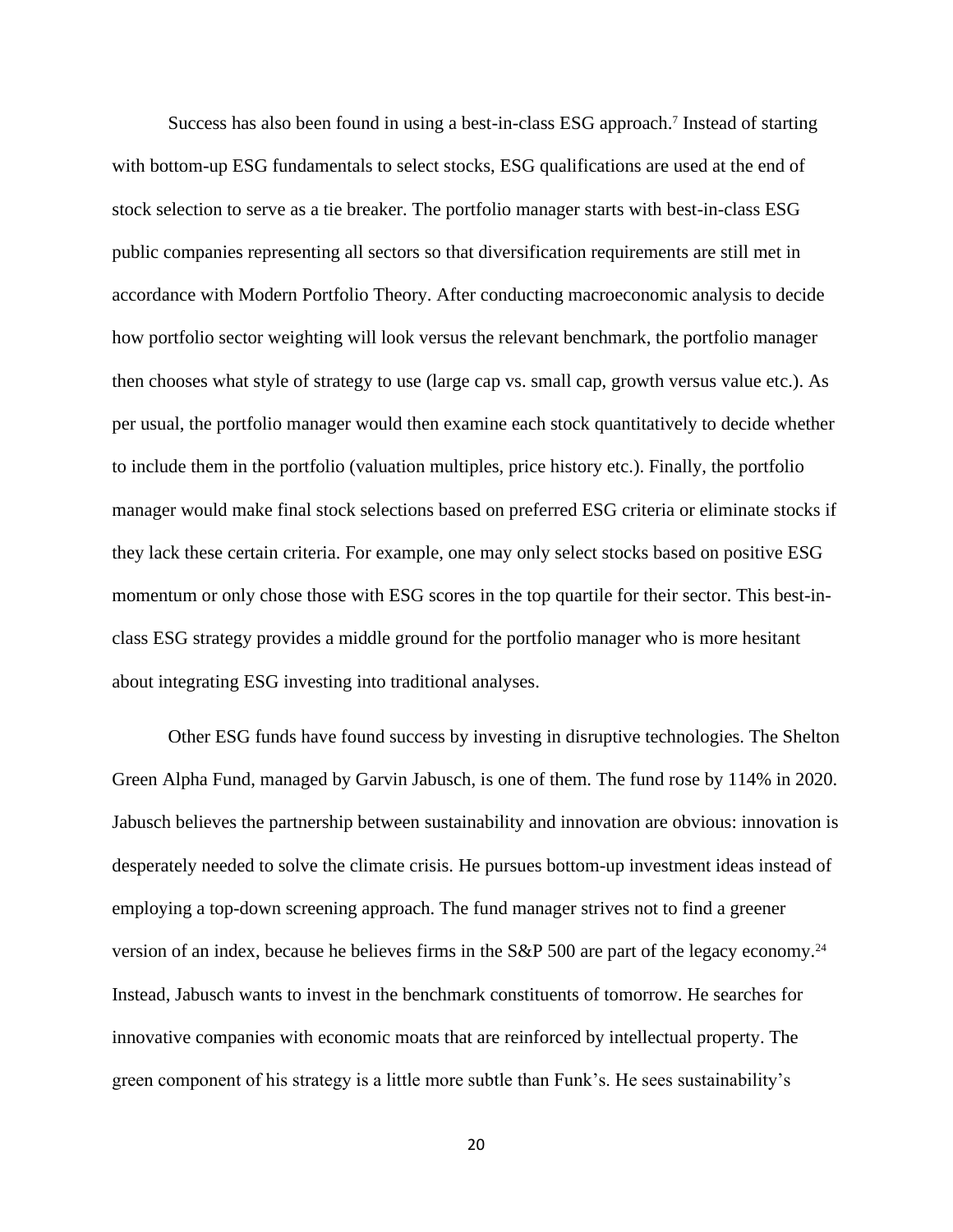Success has also been found in using a best-in-class ESG approach.[7] Instead of starting with bottom-up ESG fundamentals to select stocks, ESG qualifications are used at the end of stock selection to serve as a tie breaker. The portfolio manager starts with best-in-class ESG public companies representing all sectors so that diversification requirements are still met in accordance with Modern Portfolio Theory. After conducting macroeconomic analysis to decide how portfolio sector weighting will look versus the relevant benchmark, the portfolio manager then chooses what style of strategy to use (large cap vs. small cap, growth versus value etc.). As per usual, the portfolio manager would then examine each stock quantitatively to decide whether to include them in the portfolio (valuation multiples, price history etc.). Finally, the portfolio manager would make final stock selections based on preferred ESG criteria or eliminate stocks if they lack these certain criteria. For example, one may only select stocks based on positive ESG momentum or only chose those with ESG scores in the top quartile for their sector. This best-in-class ESG strategy provides a middle ground for the portfolio manager who is more hesitant about integrating ESG investing into traditional analyses.

Other ESG funds have found success by investing in disruptive technologies. The Shelton Green Alpha Fund, managed by Garvin Jabusch, is one of them. The fund rose by 114% in 2020. Jabusch believes the partnership between sustainability and innovation are obvious: innovation is desperately needed to solve the climate crisis. He pursues bottom-up investment ideas instead of employing a top-down screening approach. The fund manager strives not to find a greener version of an index, because he believes firms in the S&P 500 are part of the legacy economy.[24] Instead, Jabusch wants to invest in the benchmark constituents of tomorrow. He searches for innovative companies with economic moats that are reinforced by intellectual property. The green component of his strategy is a little more subtle than Funk's. He sees sustainability's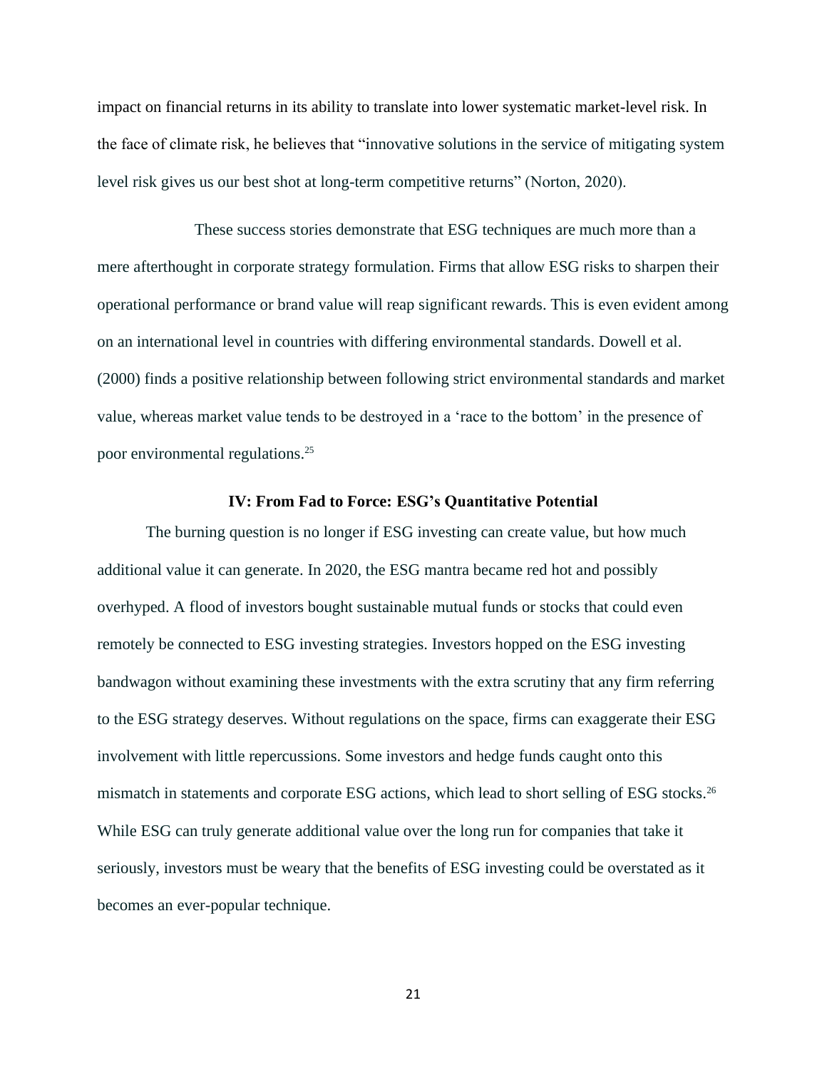impact on financial returns in its ability to translate into lower systematic market-level risk. In the face of climate risk, he believes that "innovative solutions in the service of mitigating system level risk gives us our best shot at long-term competitive returns" (Norton, 2020).

These success stories demonstrate that ESG techniques are much more than a mere afterthought in corporate strategy formulation. Firms that allow ESG risks to sharpen their operational performance or brand value will reap significant rewards. This is even evident among on an international level in countries with differing environmental standards. Dowell et al. (2000) finds a positive relationship between following strict environmental standards and market value, whereas market value tends to be destroyed in a 'race to the bottom' in the presence of poor environmental regulations.[25]

## IV: From Fad to Force: ESG's Quantitative Potential

The burning question is no longer if ESG investing can create value, but how much additional value it can generate. In 2020, the ESG mantra became red hot and possibly overhyped. A flood of investors bought sustainable mutual funds or stocks that could even remotely be connected to ESG investing strategies. Investors hopped on the ESG investing bandwagon without examining these investments with the extra scrutiny that any firm referring to the ESG strategy deserves. Without regulations on the space, firms can exaggerate their ESG involvement with little repercussions. Some investors and hedge funds caught onto this mismatch in statements and corporate ESG actions, which lead to short selling of ESG stocks.[26] While ESG can truly generate additional value over the long run for companies that take it seriously, investors must be weary that the benefits of ESG investing could be overstated as it becomes an ever-popular technique.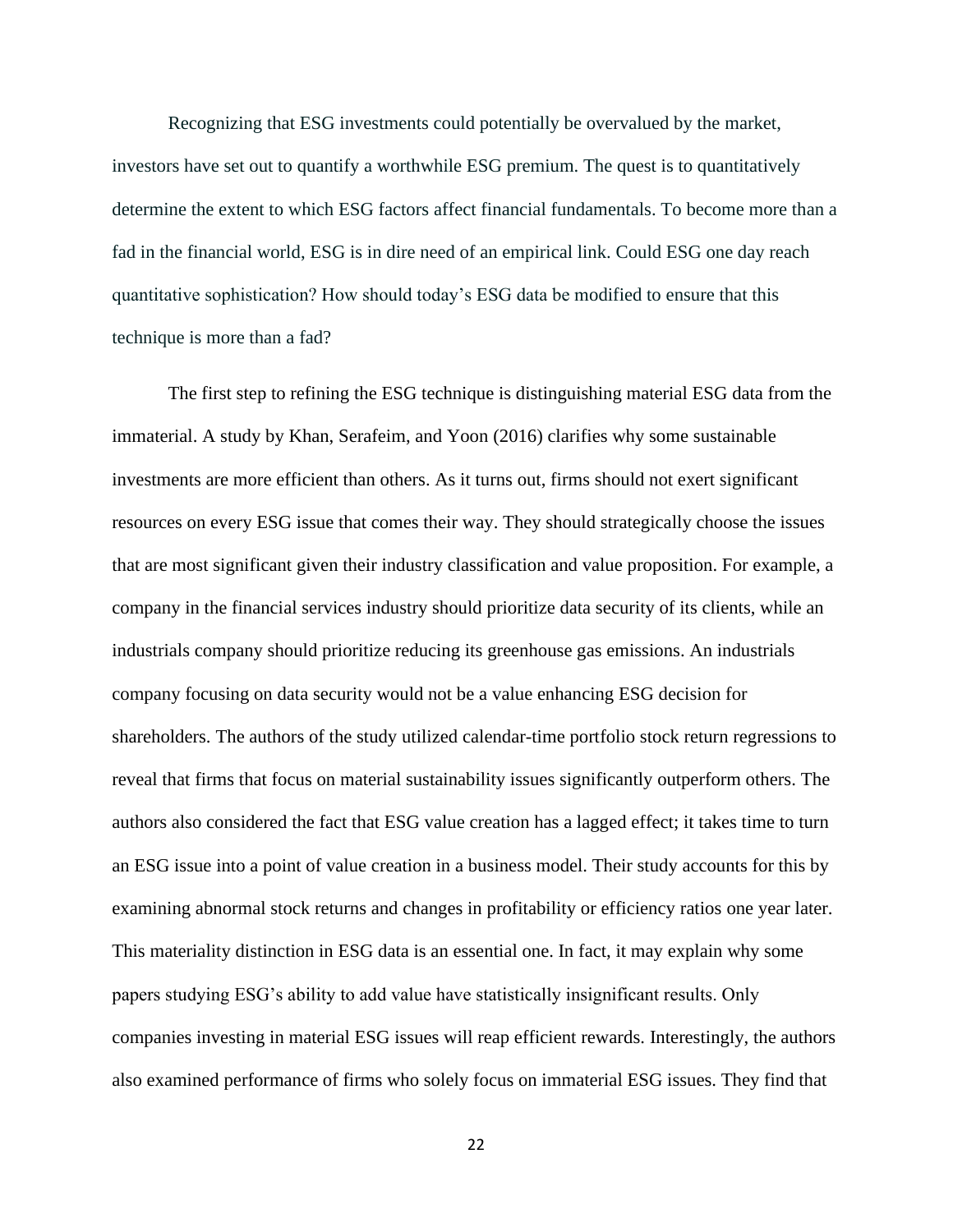Recognizing that ESG investments could potentially be overvalued by the market, investors have set out to quantify a worthwhile ESG premium. The quest is to quantitatively determine the extent to which ESG factors affect financial fundamentals. To become more than a fad in the financial world, ESG is in dire need of an empirical link. Could ESG one day reach quantitative sophistication? How should today's ESG data be modified to ensure that this technique is more than a fad?

The first step to refining the ESG technique is distinguishing material ESG data from the immaterial. A study by Khan, Serafeim, and Yoon (2016) clarifies why some sustainable investments are more efficient than others. As it turns out, firms should not exert significant resources on every ESG issue that comes their way. They should strategically choose the issues that are most significant given their industry classification and value proposition. For example, a company in the financial services industry should prioritize data security of its clients, while an industrials company should prioritize reducing its greenhouse gas emissions. An industrials company focusing on data security would not be a value enhancing ESG decision for shareholders. The authors of the study utilized calendar-time portfolio stock return regressions to reveal that firms that focus on material sustainability issues significantly outperform others. The authors also considered the fact that ESG value creation has a lagged effect; it takes time to turn an ESG issue into a point of value creation in a business model. Their study accounts for this by examining abnormal stock returns and changes in profitability or efficiency ratios one year later. This materiality distinction in ESG data is an essential one. In fact, it may explain why some papers studying ESG's ability to add value have statistically insignificant results. Only companies investing in material ESG issues will reap efficient rewards. Interestingly, the authors also examined performance of firms who solely focus on immaterial ESG issues. They find that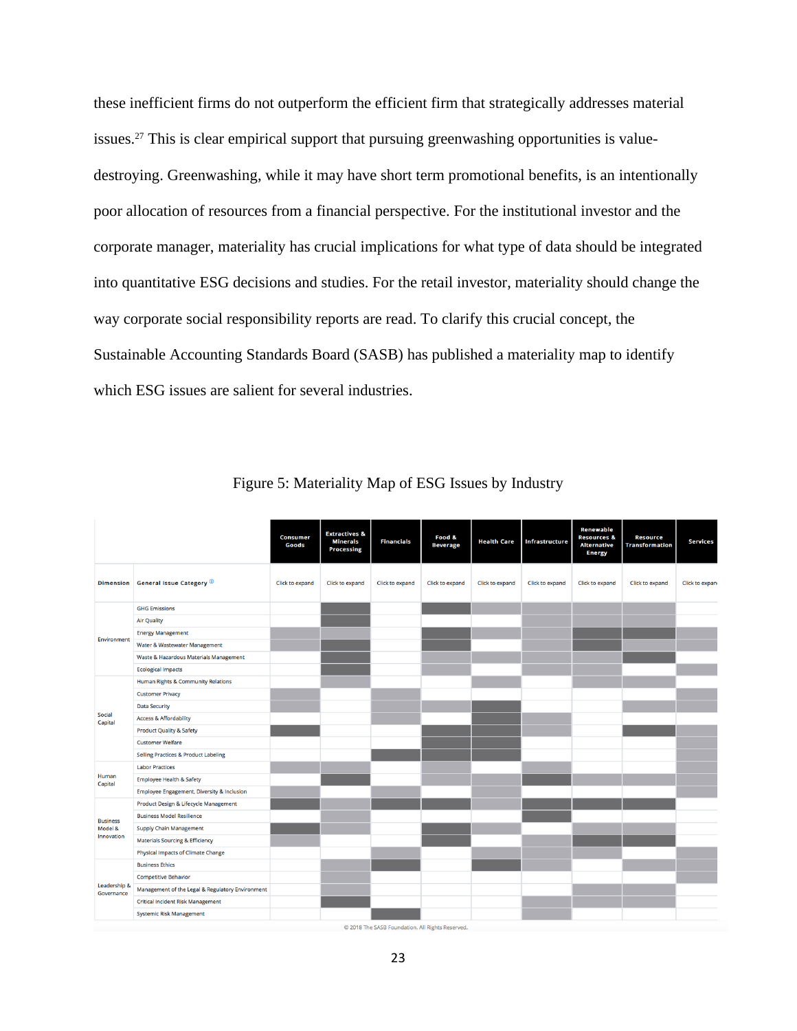these inefficient firms do not outperform the efficient firm that strategically addresses material issues.[27] This is clear empirical support that pursuing greenwashing opportunities is value-destroying. Greenwashing, while it may have short term promotional benefits, is an intentionally poor allocation of resources from a financial perspective. For the institutional investor and the corporate manager, materiality has crucial implications for what type of data should be integrated into quantitative ESG decisions and studies. For the retail investor, materiality should change the way corporate social responsibility reports are read. To clarify this crucial concept, the Sustainable Accounting Standards Board (SASB) has published a materiality map to identify which ESG issues are salient for several industries.

Figure 5: Materiality Map of ESG Issues by Industry

| Dimension | General Issue Category | Consumer Goods | Extractives & Minerals Processing | Financials | Food & Beverage | Health Care | Infrastructure | Renewable Resources & Alternative Energy | Resource Transformation | Services |
|---|---|---|---|---|---|---|---|---|---|---|
| | | Click to expand | Click to expand | Click to expand | Click to expand | Click to expand | Click to expand | Click to expand | Click to expand | Click to expand |
| Environment | GHG Emissions | | ■ | | ■ | ▒ | ▒ | ▒ | ▒ | |
| | Air Quality | | ■ | | | | ▒ | ▒ | ▒ | |
| | Energy Management | ▒ | ▒ | | ■ | ▒ | ▒ | ■ | ■ | ▒ |
| | Water & Wastewater Management | ▒ | ■ | | ■ | | ▒ | ■ | ▒ | ▒ |
| | Waste & Hazardous Materials Management | | ■ | | ▒ | ▒ | ▒ | ▒ | ■ | |
| | Ecological Impacts | | ■ | | ▒ | | ▒ | ▒ | | ▒ |
| Social Capital | Human Rights & Community Relations | | ▒ | | | ▒ | | ▒ | ▒ | |
| | Customer Privacy | ▒ | | ▒ | | | | | | ▒ |
| | Data Security | ▒ | | ▒ | ▒ | ■ | | | ▒ | ▒ |
| | Access & Affordability | | | ▒ | | ■ | ▒ | | | |
| | Product Quality & Safety | ■ | | | ■ | ■ | ▒ | | ■ | ▒ |
| | Customer Welfare | | | | ■ | ■ | | | | ▒ |
| | Selling Practices & Product Labeling | | | ■ | ■ | ■ | | | | ▒ |
| Human Capital | Labor Practices | ▒ | ▒ | | ▒ | | ▒ | | | ▒ |
| | Employee Health & Safety | | ■ | | ▒ | ▒ | ■ | ▒ | ▒ | ▒ |
| | Employee Engagement, Diversity & Inclusion | ▒ | | ▒ | | ▒ | | | | ▒ |
| Business Model & Innovation | Product Design & Lifecycle Management | ■ | ▒ | ■ | ■ | ▒ | ■ | ■ | ■ | |
| | Business Model Resilience | | ▒ | | | | ■ | | | |
| | Supply Chain Management | ■ | ▒ | | ■ | ▒ | | ▒ | ▒ | |
| | Materials Sourcing & Efficiency | ▒ | | | ■ | | ▒ | ■ | ■ | |
| | Physical Impacts of Climate Change | | | ▒ | | ▒ | ▒ | ▒ | | ▒ |
| Leadership & Governance | Business Ethics | | ▒ | ■ | | ■ | ▒ | | ▒ | ▒ |
| | Competitive Behavior | | ▒ | | | | | | | ▒ |
| | Management of the Legal & Regulatory Environment | | ▒ | | | | | ▒ | ▒ | |
| | Critical Incident Risk Management | | ■ | | | | ▒ | ▒ | ▒ | |
| | Systemic Risk Management | | | ■ | | | ▒ | | | |

© 2018 The SASB Foundation. All Rights Reserved.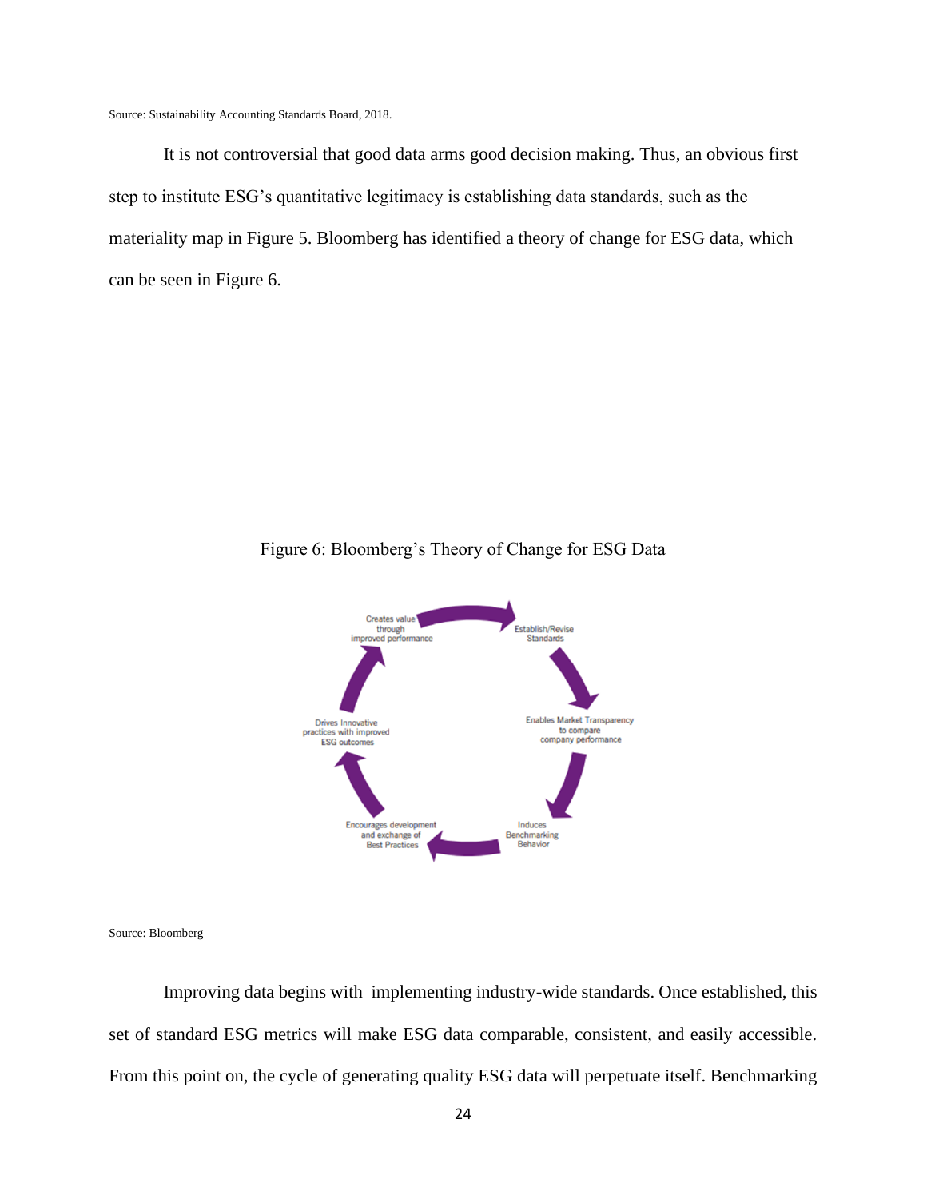Source: Sustainability Accounting Standards Board, 2018.

It is not controversial that good data arms good decision making. Thus, an obvious first step to institute ESG's quantitative legitimacy is establishing data standards, such as the materiality map in Figure 5. Bloomberg has identified a theory of change for ESG data, which can be seen in Figure 6.

Figure 6: Bloomberg's Theory of Change for ESG Data

Creates value through improved performance

Establish/Revise Standards

Enables Market Transparency to compare company performance

Induces Benchmarking Behavior

Encourages development and exchange of Best Practices

Drives Innovative practices with improved ESG outcomes

Source: Bloomberg

Improving data begins with implementing industry-wide standards. Once established, this set of standard ESG metrics will make ESG data comparable, consistent, and easily accessible. From this point on, the cycle of generating quality ESG data will perpetuate itself. Benchmarking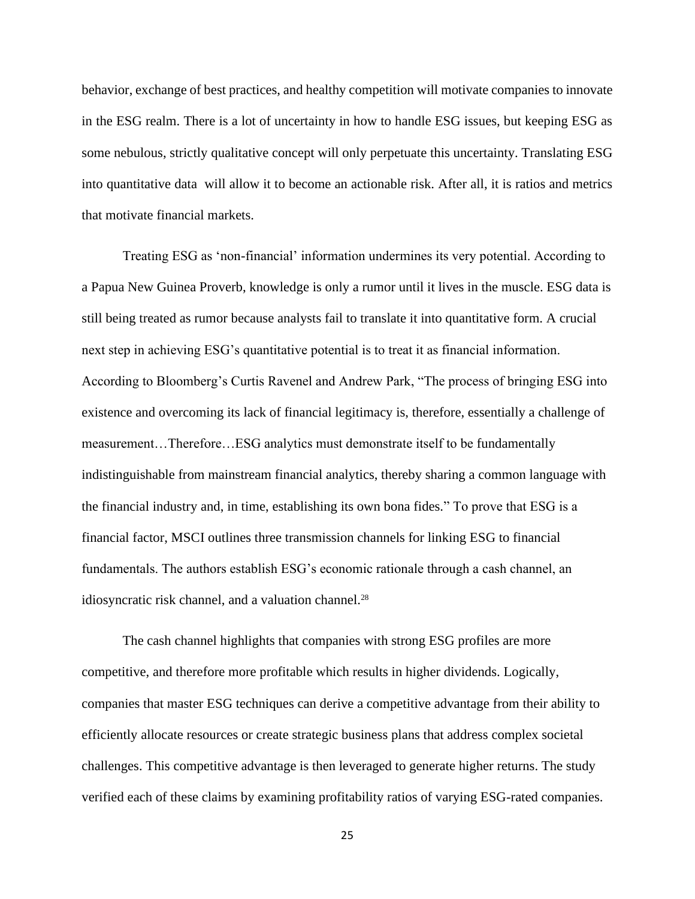behavior, exchange of best practices, and healthy competition will motivate companies to innovate in the ESG realm. There is a lot of uncertainty in how to handle ESG issues, but keeping ESG as some nebulous, strictly qualitative concept will only perpetuate this uncertainty. Translating ESG into quantitative data will allow it to become an actionable risk. After all, it is ratios and metrics that motivate financial markets.

Treating ESG as 'non-financial' information undermines its very potential. According to a Papua New Guinea Proverb, knowledge is only a rumor until it lives in the muscle. ESG data is still being treated as rumor because analysts fail to translate it into quantitative form. A crucial next step in achieving ESG's quantitative potential is to treat it as financial information. According to Bloomberg's Curtis Ravenel and Andrew Park, "The process of bringing ESG into existence and overcoming its lack of financial legitimacy is, therefore, essentially a challenge of measurement…Therefore…ESG analytics must demonstrate itself to be fundamentally indistinguishable from mainstream financial analytics, thereby sharing a common language with the financial industry and, in time, establishing its own bona fides." To prove that ESG is a financial factor, MSCI outlines three transmission channels for linking ESG to financial fundamentals. The authors establish ESG's economic rationale through a cash channel, an idiosyncratic risk channel, and a valuation channel.[28]

The cash channel highlights that companies with strong ESG profiles are more competitive, and therefore more profitable which results in higher dividends. Logically, companies that master ESG techniques can derive a competitive advantage from their ability to efficiently allocate resources or create strategic business plans that address complex societal challenges. This competitive advantage is then leveraged to generate higher returns. The study verified each of these claims by examining profitability ratios of varying ESG-rated companies.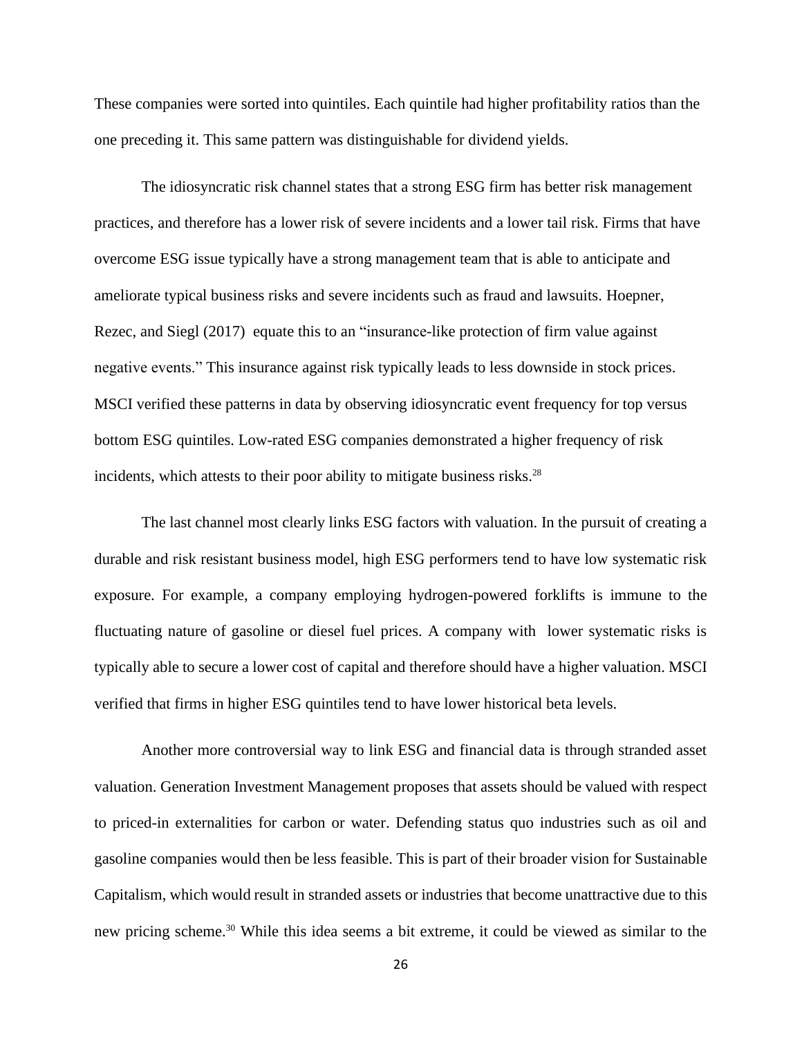These companies were sorted into quintiles. Each quintile had higher profitability ratios than the one preceding it. This same pattern was distinguishable for dividend yields.

The idiosyncratic risk channel states that a strong ESG firm has better risk management practices, and therefore has a lower risk of severe incidents and a lower tail risk. Firms that have overcome ESG issue typically have a strong management team that is able to anticipate and ameliorate typical business risks and severe incidents such as fraud and lawsuits. Hoepner, Rezec, and Siegl (2017) equate this to an "insurance-like protection of firm value against negative events." This insurance against risk typically leads to less downside in stock prices. MSCI verified these patterns in data by observing idiosyncratic event frequency for top versus bottom ESG quintiles. Low-rated ESG companies demonstrated a higher frequency of risk incidents, which attests to their poor ability to mitigate business risks.[28]

The last channel most clearly links ESG factors with valuation. In the pursuit of creating a durable and risk resistant business model, high ESG performers tend to have low systematic risk exposure. For example, a company employing hydrogen-powered forklifts is immune to the fluctuating nature of gasoline or diesel fuel prices. A company with lower systematic risks is typically able to secure a lower cost of capital and therefore should have a higher valuation. MSCI verified that firms in higher ESG quintiles tend to have lower historical beta levels.

Another more controversial way to link ESG and financial data is through stranded asset valuation. Generation Investment Management proposes that assets should be valued with respect to priced-in externalities for carbon or water. Defending status quo industries such as oil and gasoline companies would then be less feasible. This is part of their broader vision for Sustainable Capitalism, which would result in stranded assets or industries that become unattractive due to this new pricing scheme.[30] While this idea seems a bit extreme, it could be viewed as similar to the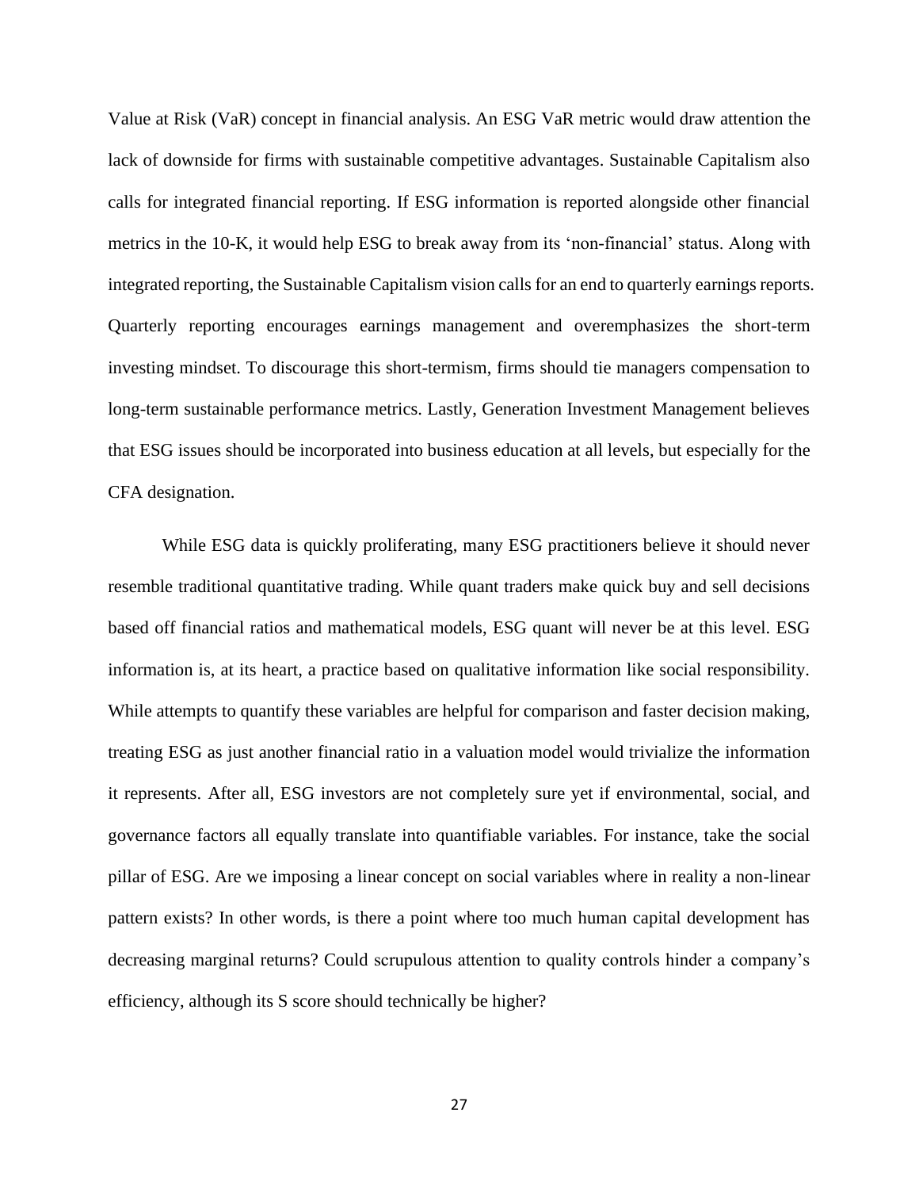Value at Risk (VaR) concept in financial analysis. An ESG VaR metric would draw attention the lack of downside for firms with sustainable competitive advantages. Sustainable Capitalism also calls for integrated financial reporting. If ESG information is reported alongside other financial metrics in the 10-K, it would help ESG to break away from its 'non-financial' status. Along with integrated reporting, the Sustainable Capitalism vision calls for an end to quarterly earnings reports. Quarterly reporting encourages earnings management and overemphasizes the short-term investing mindset. To discourage this short-termism, firms should tie managers compensation to long-term sustainable performance metrics. Lastly, Generation Investment Management believes that ESG issues should be incorporated into business education at all levels, but especially for the CFA designation.

While ESG data is quickly proliferating, many ESG practitioners believe it should never resemble traditional quantitative trading. While quant traders make quick buy and sell decisions based off financial ratios and mathematical models, ESG quant will never be at this level. ESG information is, at its heart, a practice based on qualitative information like social responsibility. While attempts to quantify these variables are helpful for comparison and faster decision making, treating ESG as just another financial ratio in a valuation model would trivialize the information it represents. After all, ESG investors are not completely sure yet if environmental, social, and governance factors all equally translate into quantifiable variables. For instance, take the social pillar of ESG. Are we imposing a linear concept on social variables where in reality a non-linear pattern exists? In other words, is there a point where too much human capital development has decreasing marginal returns? Could scrupulous attention to quality controls hinder a company's efficiency, although its S score should technically be higher?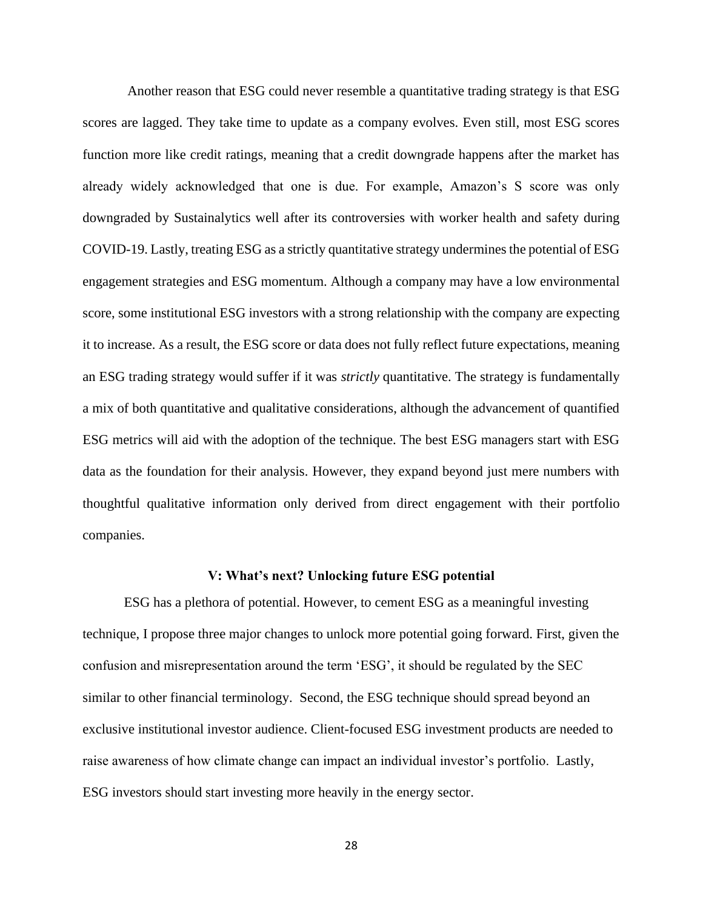Another reason that ESG could never resemble a quantitative trading strategy is that ESG scores are lagged. They take time to update as a company evolves. Even still, most ESG scores function more like credit ratings, meaning that a credit downgrade happens after the market has already widely acknowledged that one is due. For example, Amazon's S score was only downgraded by Sustainalytics well after its controversies with worker health and safety during COVID-19. Lastly, treating ESG as a strictly quantitative strategy undermines the potential of ESG engagement strategies and ESG momentum. Although a company may have a low environmental score, some institutional ESG investors with a strong relationship with the company are expecting it to increase. As a result, the ESG score or data does not fully reflect future expectations, meaning an ESG trading strategy would suffer if it was *strictly* quantitative. The strategy is fundamentally a mix of both quantitative and qualitative considerations, although the advancement of quantified ESG metrics will aid with the adoption of the technique. The best ESG managers start with ESG data as the foundation for their analysis. However, they expand beyond just mere numbers with thoughtful qualitative information only derived from direct engagement with their portfolio companies.

## V: What's next? Unlocking future ESG potential

ESG has a plethora of potential. However, to cement ESG as a meaningful investing technique, I propose three major changes to unlock more potential going forward. First, given the confusion and misrepresentation around the term 'ESG', it should be regulated by the SEC similar to other financial terminology. Second, the ESG technique should spread beyond an exclusive institutional investor audience. Client-focused ESG investment products are needed to raise awareness of how climate change can impact an individual investor's portfolio. Lastly, ESG investors should start investing more heavily in the energy sector.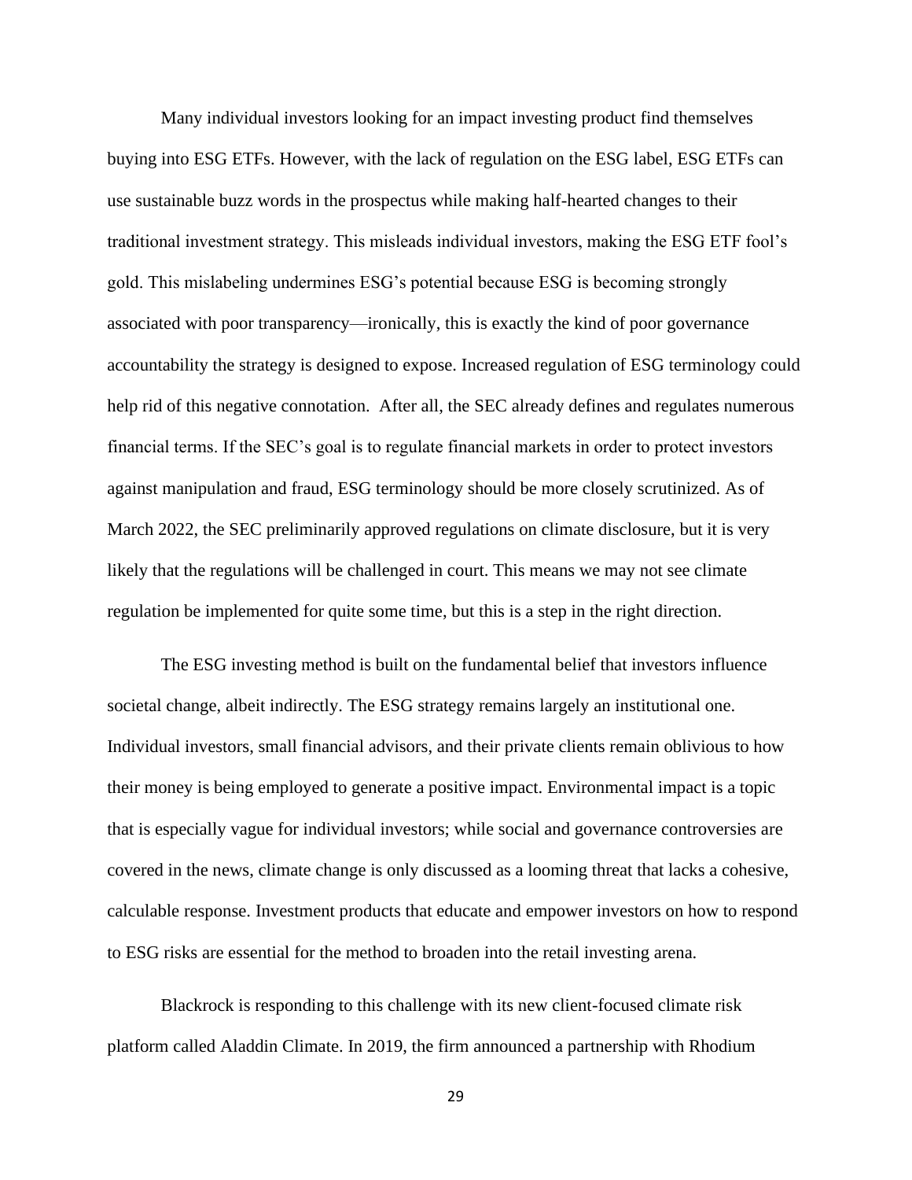Many individual investors looking for an impact investing product find themselves buying into ESG ETFs. However, with the lack of regulation on the ESG label, ESG ETFs can use sustainable buzz words in the prospectus while making half-hearted changes to their traditional investment strategy. This misleads individual investors, making the ESG ETF fool's gold. This mislabeling undermines ESG's potential because ESG is becoming strongly associated with poor transparency—ironically, this is exactly the kind of poor governance accountability the strategy is designed to expose. Increased regulation of ESG terminology could help rid of this negative connotation. After all, the SEC already defines and regulates numerous financial terms. If the SEC's goal is to regulate financial markets in order to protect investors against manipulation and fraud, ESG terminology should be more closely scrutinized. As of March 2022, the SEC preliminarily approved regulations on climate disclosure, but it is very likely that the regulations will be challenged in court. This means we may not see climate regulation be implemented for quite some time, but this is a step in the right direction.

The ESG investing method is built on the fundamental belief that investors influence societal change, albeit indirectly. The ESG strategy remains largely an institutional one. Individual investors, small financial advisors, and their private clients remain oblivious to how their money is being employed to generate a positive impact. Environmental impact is a topic that is especially vague for individual investors; while social and governance controversies are covered in the news, climate change is only discussed as a looming threat that lacks a cohesive, calculable response. Investment products that educate and empower investors on how to respond to ESG risks are essential for the method to broaden into the retail investing arena.

Blackrock is responding to this challenge with its new client-focused climate risk platform called Aladdin Climate. In 2019, the firm announced a partnership with Rhodium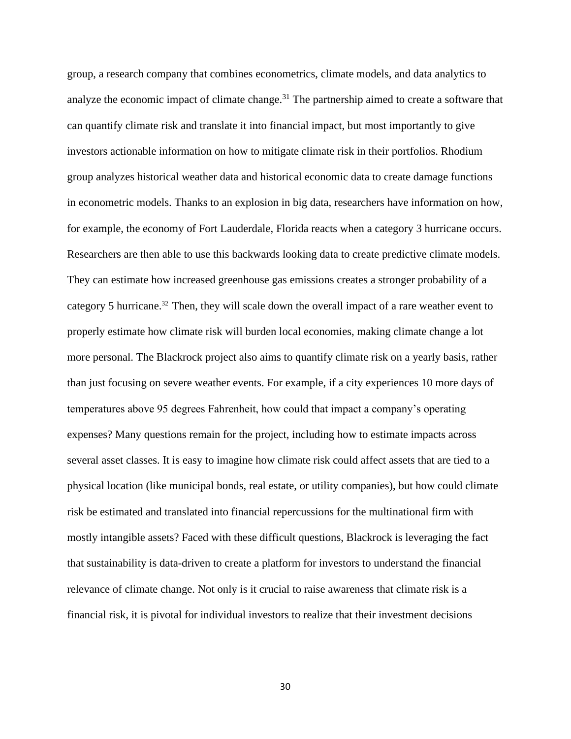group, a research company that combines econometrics, climate models, and data analytics to analyze the economic impact of climate change.[31] The partnership aimed to create a software that can quantify climate risk and translate it into financial impact, but most importantly to give investors actionable information on how to mitigate climate risk in their portfolios. Rhodium group analyzes historical weather data and historical economic data to create damage functions in econometric models. Thanks to an explosion in big data, researchers have information on how, for example, the economy of Fort Lauderdale, Florida reacts when a category 3 hurricane occurs. Researchers are then able to use this backwards looking data to create predictive climate models. They can estimate how increased greenhouse gas emissions creates a stronger probability of a category 5 hurricane.[32] Then, they will scale down the overall impact of a rare weather event to properly estimate how climate risk will burden local economies, making climate change a lot more personal. The Blackrock project also aims to quantify climate risk on a yearly basis, rather than just focusing on severe weather events. For example, if a city experiences 10 more days of temperatures above 95 degrees Fahrenheit, how could that impact a company's operating expenses? Many questions remain for the project, including how to estimate impacts across several asset classes. It is easy to imagine how climate risk could affect assets that are tied to a physical location (like municipal bonds, real estate, or utility companies), but how could climate risk be estimated and translated into financial repercussions for the multinational firm with mostly intangible assets? Faced with these difficult questions, Blackrock is leveraging the fact that sustainability is data-driven to create a platform for investors to understand the financial relevance of climate change. Not only is it crucial to raise awareness that climate risk is a financial risk, it is pivotal for individual investors to realize that their investment decisions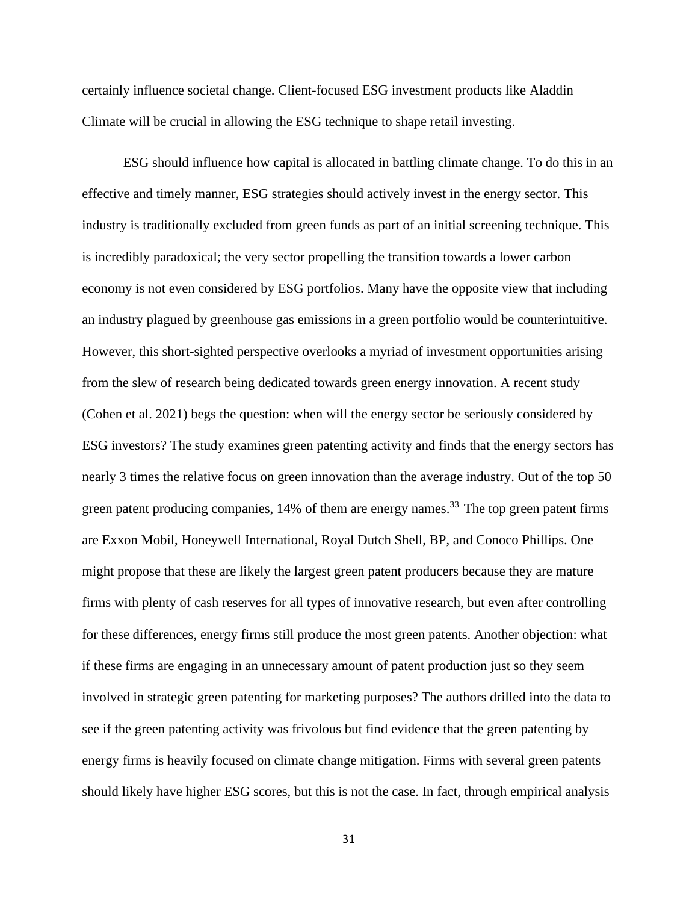certainly influence societal change. Client-focused ESG investment products like Aladdin Climate will be crucial in allowing the ESG technique to shape retail investing.

ESG should influence how capital is allocated in battling climate change. To do this in an effective and timely manner, ESG strategies should actively invest in the energy sector. This industry is traditionally excluded from green funds as part of an initial screening technique. This is incredibly paradoxical; the very sector propelling the transition towards a lower carbon economy is not even considered by ESG portfolios. Many have the opposite view that including an industry plagued by greenhouse gas emissions in a green portfolio would be counterintuitive. However, this short-sighted perspective overlooks a myriad of investment opportunities arising from the slew of research being dedicated towards green energy innovation. A recent study (Cohen et al. 2021) begs the question: when will the energy sector be seriously considered by ESG investors? The study examines green patenting activity and finds that the energy sectors has nearly 3 times the relative focus on green innovation than the average industry. Out of the top 50 green patent producing companies, 14% of them are energy names.[33] The top green patent firms are Exxon Mobil, Honeywell International, Royal Dutch Shell, BP, and Conoco Phillips. One might propose that these are likely the largest green patent producers because they are mature firms with plenty of cash reserves for all types of innovative research, but even after controlling for these differences, energy firms still produce the most green patents. Another objection: what if these firms are engaging in an unnecessary amount of patent production just so they seem involved in strategic green patenting for marketing purposes? The authors drilled into the data to see if the green patenting activity was frivolous but find evidence that the green patenting by energy firms is heavily focused on climate change mitigation. Firms with several green patents should likely have higher ESG scores, but this is not the case. In fact, through empirical analysis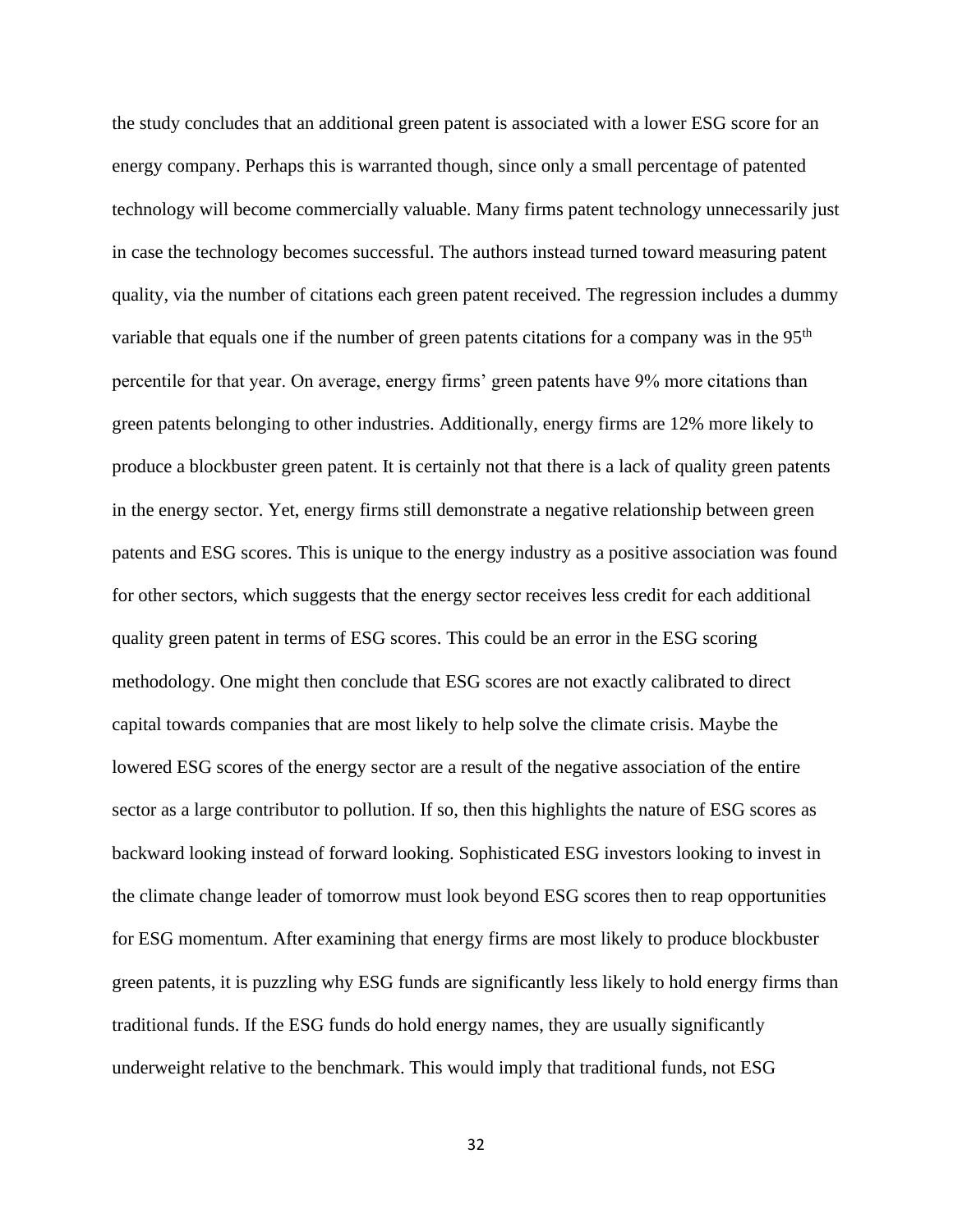the study concludes that an additional green patent is associated with a lower ESG score for an energy company. Perhaps this is warranted though, since only a small percentage of patented technology will become commercially valuable. Many firms patent technology unnecessarily just in case the technology becomes successful. The authors instead turned toward measuring patent quality, via the number of citations each green patent received. The regression includes a dummy variable that equals one if the number of green patents citations for a company was in the 95th percentile for that year. On average, energy firms' green patents have 9% more citations than green patents belonging to other industries. Additionally, energy firms are 12% more likely to produce a blockbuster green patent. It is certainly not that there is a lack of quality green patents in the energy sector. Yet, energy firms still demonstrate a negative relationship between green patents and ESG scores. This is unique to the energy industry as a positive association was found for other sectors, which suggests that the energy sector receives less credit for each additional quality green patent in terms of ESG scores. This could be an error in the ESG scoring methodology. One might then conclude that ESG scores are not exactly calibrated to direct capital towards companies that are most likely to help solve the climate crisis. Maybe the lowered ESG scores of the energy sector are a result of the negative association of the entire sector as a large contributor to pollution. If so, then this highlights the nature of ESG scores as backward looking instead of forward looking. Sophisticated ESG investors looking to invest in the climate change leader of tomorrow must look beyond ESG scores then to reap opportunities for ESG momentum. After examining that energy firms are most likely to produce blockbuster green patents, it is puzzling why ESG funds are significantly less likely to hold energy firms than traditional funds. If the ESG funds do hold energy names, they are usually significantly underweight relative to the benchmark. This would imply that traditional funds, not ESG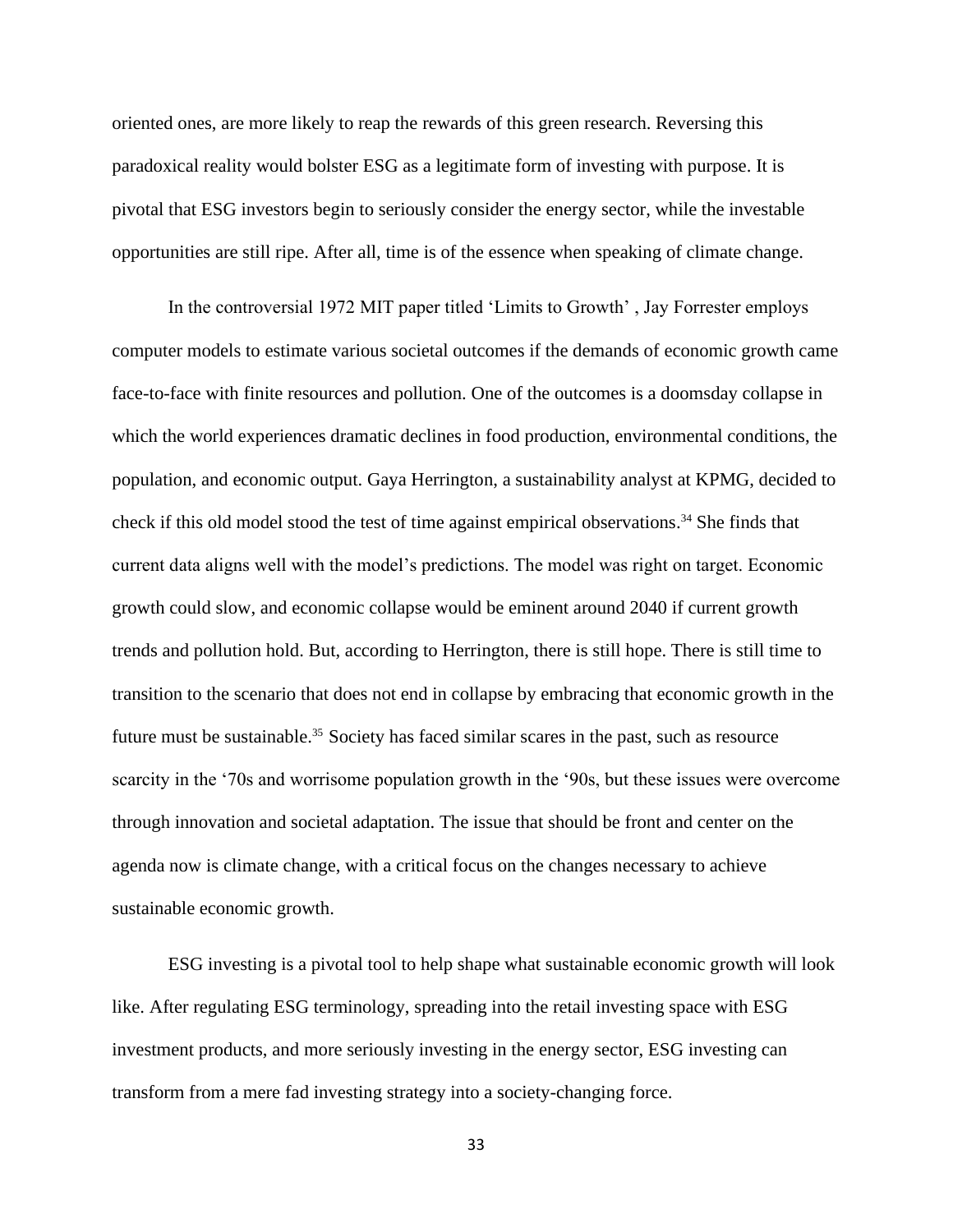oriented ones, are more likely to reap the rewards of this green research. Reversing this paradoxical reality would bolster ESG as a legitimate form of investing with purpose. It is pivotal that ESG investors begin to seriously consider the energy sector, while the investable opportunities are still ripe. After all, time is of the essence when speaking of climate change.

In the controversial 1972 MIT paper titled 'Limits to Growth' , Jay Forrester employs computer models to estimate various societal outcomes if the demands of economic growth came face-to-face with finite resources and pollution. One of the outcomes is a doomsday collapse in which the world experiences dramatic declines in food production, environmental conditions, the population, and economic output. Gaya Herrington, a sustainability analyst at KPMG, decided to check if this old model stood the test of time against empirical observations.[34] She finds that current data aligns well with the model's predictions. The model was right on target. Economic growth could slow, and economic collapse would be eminent around 2040 if current growth trends and pollution hold. But, according to Herrington, there is still hope. There is still time to transition to the scenario that does not end in collapse by embracing that economic growth in the future must be sustainable.[35] Society has faced similar scares in the past, such as resource scarcity in the '70s and worrisome population growth in the '90s, but these issues were overcome through innovation and societal adaptation. The issue that should be front and center on the agenda now is climate change, with a critical focus on the changes necessary to achieve sustainable economic growth.

ESG investing is a pivotal tool to help shape what sustainable economic growth will look like. After regulating ESG terminology, spreading into the retail investing space with ESG investment products, and more seriously investing in the energy sector, ESG investing can transform from a mere fad investing strategy into a society-changing force.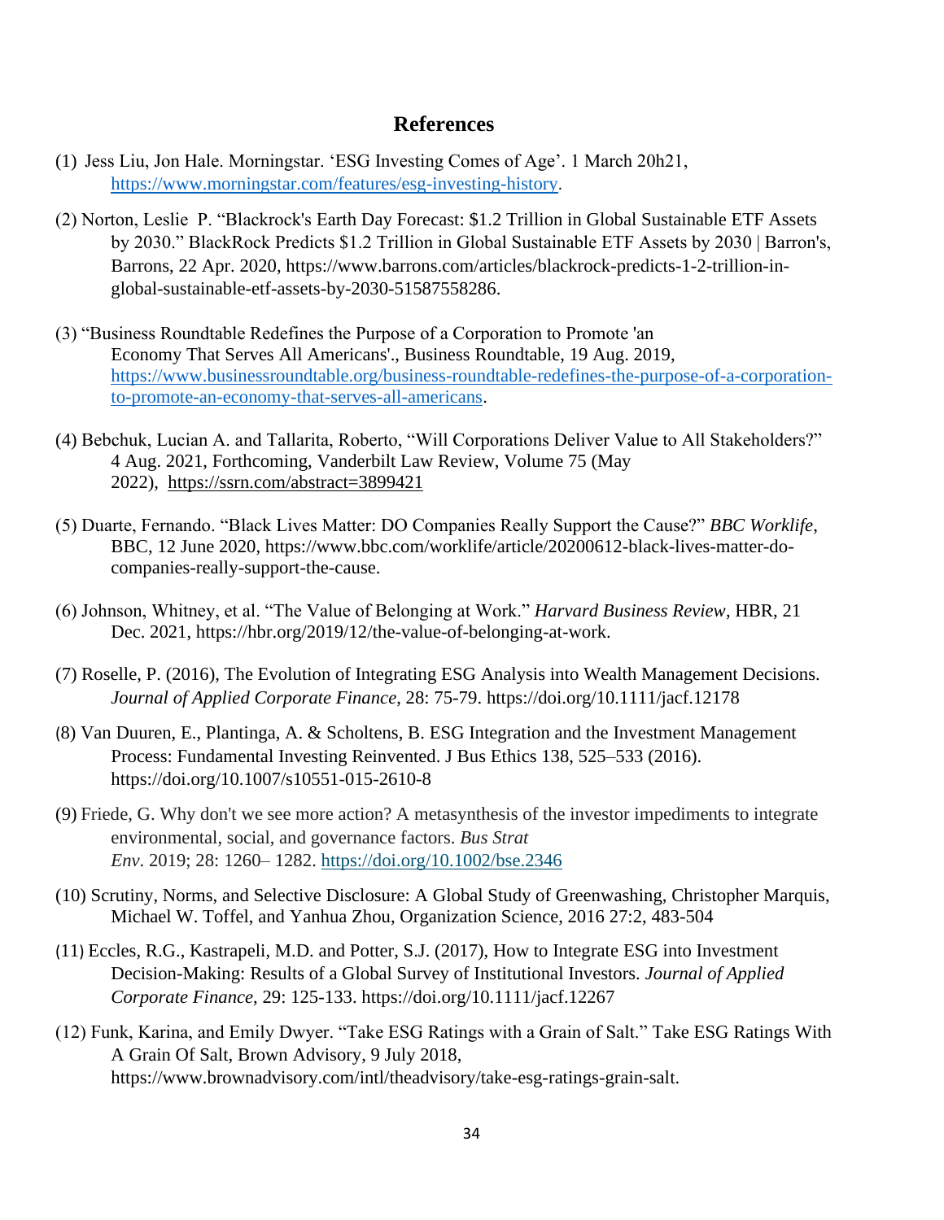## References

(1) Jess Liu, Jon Hale. Morningstar. 'ESG Investing Comes of Age'. 1 March 20h21, https://www.morningstar.com/features/esg-investing-history.

(2) Norton, Leslie P. "Blackrock's Earth Day Forecast: $1.2 Trillion in Global Sustainable ETF Assets by 2030." BlackRock Predicts $1.2 Trillion in Global Sustainable ETF Assets by 2030 | Barron's, Barrons, 22 Apr. 2020, https://www.barrons.com/articles/blackrock-predicts-1-2-trillion-in-global-sustainable-etf-assets-by-2030-51587558286.

(3) "Business Roundtable Redefines the Purpose of a Corporation to Promote 'an Economy That Serves All Americans'., Business Roundtable, 19 Aug. 2019, https://www.businessroundtable.org/business-roundtable-redefines-the-purpose-of-a-corporation-to-promote-an-economy-that-serves-all-americans.

(4) Bebchuk, Lucian A. and Tallarita, Roberto, "Will Corporations Deliver Value to All Stakeholders?" 4 Aug. 2021, Forthcoming, Vanderbilt Law Review, Volume 75 (May 2022), https://ssrn.com/abstract=3899421

(5) Duarte, Fernando. "Black Lives Matter: DO Companies Really Support the Cause?" *BBC Worklife*, BBC, 12 June 2020, https://www.bbc.com/worklife/article/20200612-black-lives-matter-do-companies-really-support-the-cause.

(6) Johnson, Whitney, et al. "The Value of Belonging at Work." *Harvard Business Review*, HBR, 21 Dec. 2021, https://hbr.org/2019/12/the-value-of-belonging-at-work.

(7) Roselle, P. (2016), The Evolution of Integrating ESG Analysis into Wealth Management Decisions. *Journal of Applied Corporate Finance*, 28: 75-79. https://doi.org/10.1111/jacf.12178

(8) Van Duuren, E., Plantinga, A. & Scholtens, B. ESG Integration and the Investment Management Process: Fundamental Investing Reinvented. J Bus Ethics 138, 525–533 (2016). https://doi.org/10.1007/s10551-015-2610-8

(9) Friede, G. Why don't we see more action? A metasynthesis of the investor impediments to integrate environmental, social, and governance factors. *Bus Strat Env*. 2019; 28: 1260– 1282. https://doi.org/10.1002/bse.2346

(10) Scrutiny, Norms, and Selective Disclosure: A Global Study of Greenwashing, Christopher Marquis, Michael W. Toffel, and Yanhua Zhou, Organization Science, 2016 27:2, 483-504

(11) Eccles, R.G., Kastrapeli, M.D. and Potter, S.J. (2017), How to Integrate ESG into Investment Decision-Making: Results of a Global Survey of Institutional Investors. *Journal of Applied Corporate Finance*, 29: 125-133. https://doi.org/10.1111/jacf.12267

(12) Funk, Karina, and Emily Dwyer. "Take ESG Ratings with a Grain of Salt." Take ESG Ratings With A Grain Of Salt, Brown Advisory, 9 July 2018, https://www.brownadvisory.com/intl/theadvisory/take-esg-ratings-grain-salt.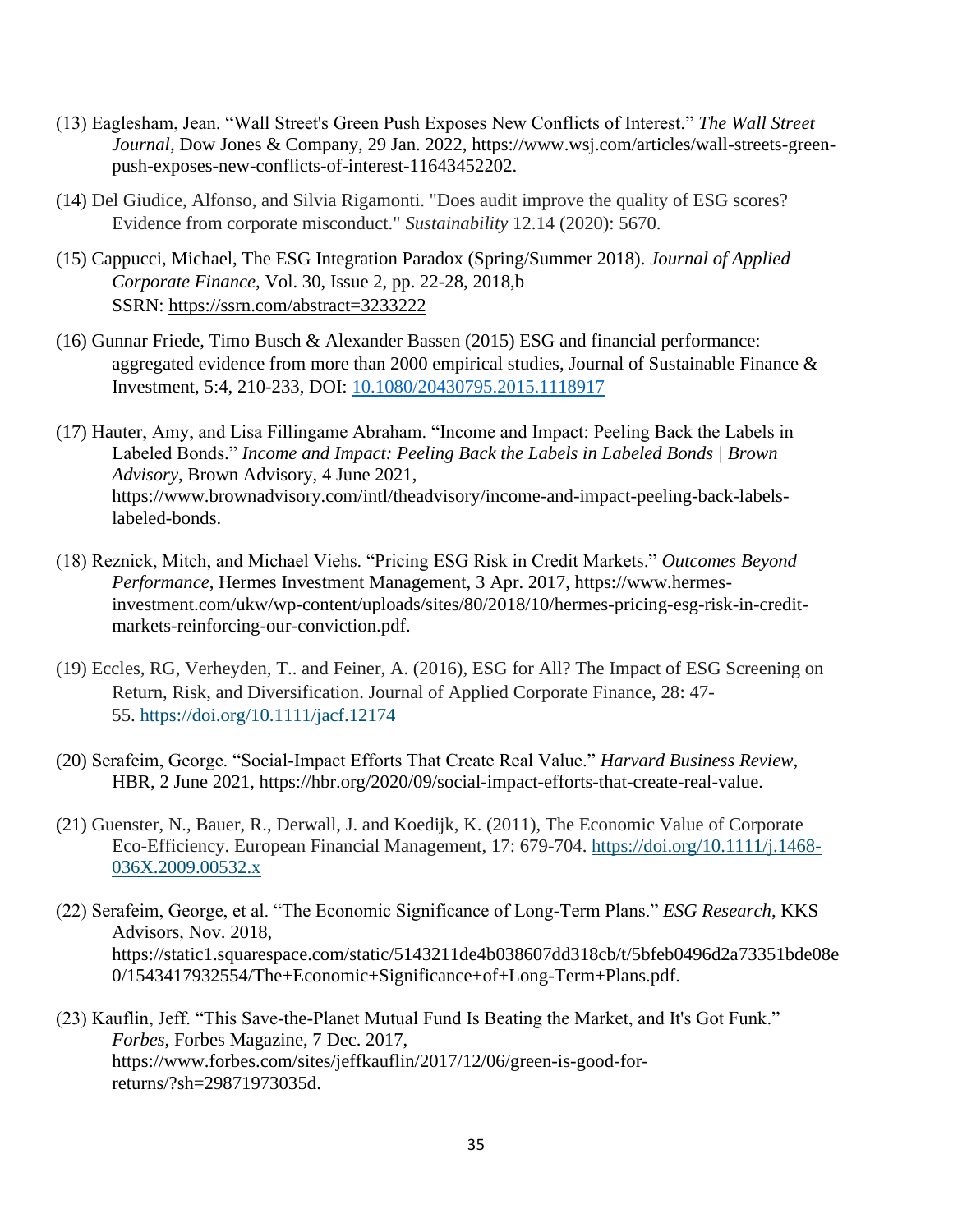(13) Eaglesham, Jean. "Wall Street's Green Push Exposes New Conflicts of Interest." *The Wall Street Journal*, Dow Jones & Company, 29 Jan. 2022, https://www.wsj.com/articles/wall-streets-green-push-exposes-new-conflicts-of-interest-11643452202.

(14) Del Giudice, Alfonso, and Silvia Rigamonti. "Does audit improve the quality of ESG scores? Evidence from corporate misconduct." *Sustainability* 12.14 (2020): 5670.

(15) Cappucci, Michael, The ESG Integration Paradox (Spring/Summer 2018). *Journal of Applied Corporate Finance*, Vol. 30, Issue 2, pp. 22-28, 2018,b SSRN: https://ssrn.com/abstract=3233222

(16) Gunnar Friede, Timo Busch & Alexander Bassen (2015) ESG and financial performance: aggregated evidence from more than 2000 empirical studies, Journal of Sustainable Finance & Investment, 5:4, 210-233, DOI: 10.1080/20430795.2015.1118917

(17) Hauter, Amy, and Lisa Fillingame Abraham. "Income and Impact: Peeling Back the Labels in Labeled Bonds." *Income and Impact: Peeling Back the Labels in Labeled Bonds | Brown Advisory*, Brown Advisory, 4 June 2021, https://www.brownadvisory.com/intl/theadvisory/income-and-impact-peeling-back-labels-labeled-bonds.

(18) Reznick, Mitch, and Michael Viehs. "Pricing ESG Risk in Credit Markets." *Outcomes Beyond Performance*, Hermes Investment Management, 3 Apr. 2017, https://www.hermes-investment.com/ukw/wp-content/uploads/sites/80/2018/10/hermes-pricing-esg-risk-in-credit-markets-reinforcing-our-conviction.pdf.

(19) Eccles, RG, Verheyden, T.. and Feiner, A. (2016), ESG for All? The Impact of ESG Screening on Return, Risk, and Diversification. Journal of Applied Corporate Finance, 28: 47-55. https://doi.org/10.1111/jacf.12174

(20) Serafeim, George. "Social-Impact Efforts That Create Real Value." *Harvard Business Review*, HBR, 2 June 2021, https://hbr.org/2020/09/social-impact-efforts-that-create-real-value.

(21) Guenster, N., Bauer, R., Derwall, J. and Koedijk, K. (2011), The Economic Value of Corporate Eco-Efficiency. European Financial Management, 17: 679-704. https://doi.org/10.1111/j.1468-036X.2009.00532.x

(22) Serafeim, George, et al. "The Economic Significance of Long-Term Plans." *ESG Research*, KKS Advisors, Nov. 2018, https://static1.squarespace.com/static/5143211de4b038607dd318cb/t/5bfeb0496d2a73351bde08e0/1543417932554/The+Economic+Significance+of+Long-Term+Plans.pdf.

(23) Kauflin, Jeff. "This Save-the-Planet Mutual Fund Is Beating the Market, and It's Got Funk." *Forbes*, Forbes Magazine, 7 Dec. 2017, https://www.forbes.com/sites/jeffkauflin/2017/12/06/green-is-good-for-returns/?sh=29871973035d.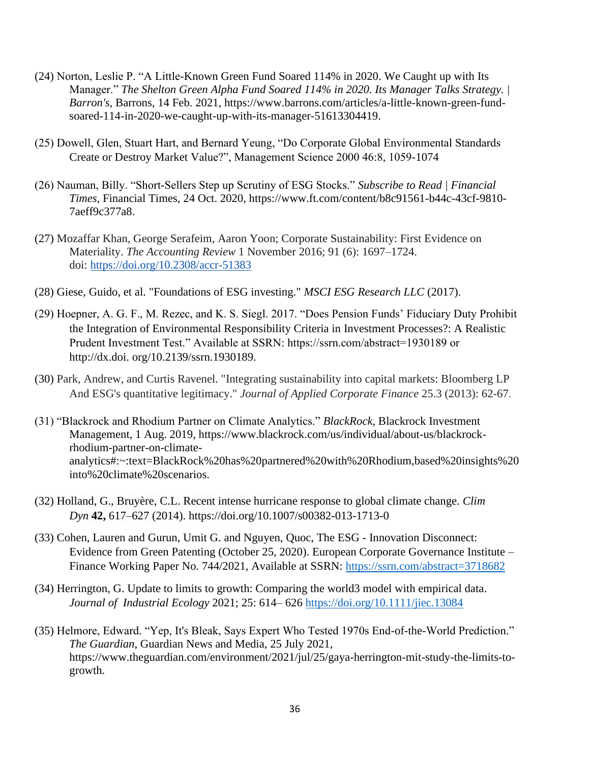(24) Norton, Leslie P. “A Little-Known Green Fund Soared 114% in 2020. We Caught up with Its Manager.” *The Shelton Green Alpha Fund Soared 114% in 2020. Its Manager Talks Strategy. | Barron's*, Barrons, 14 Feb. 2021, https://www.barrons.com/articles/a-little-known-green-fund-soared-114-in-2020-we-caught-up-with-its-manager-51613304419.

(25) Dowell, Glen, Stuart Hart, and Bernard Yeung, “Do Corporate Global Environmental Standards Create or Destroy Market Value?”, Management Science 2000 46:8, 1059-1074

(26) Nauman, Billy. “Short-Sellers Step up Scrutiny of ESG Stocks.” *Subscribe to Read | Financial Times*, Financial Times, 24 Oct. 2020, https://www.ft.com/content/b8c91561-b44c-43cf-9810-7aeff9c377a8.

(27) Mozaffar Khan, George Serafeim, Aaron Yoon; Corporate Sustainability: First Evidence on Materiality. *The Accounting Review* 1 November 2016; 91 (6): 1697–1724. doi: https://doi.org/10.2308/accr-51383

(28) Giese, Guido, et al. "Foundations of ESG investing." *MSCI ESG Research LLC* (2017).

(29) Hoepner, A. G. F., M. Rezec, and K. S. Siegl. 2017. “Does Pension Funds' Fiduciary Duty Prohibit the Integration of Environmental Responsibility Criteria in Investment Processes?: A Realistic Prudent Investment Test.” Available at SSRN: https://ssrn.com/abstract=1930189 or http://dx.doi. org/10.2139/ssrn.1930189.

(30) Park, Andrew, and Curtis Ravenel. "Integrating sustainability into capital markets: Bloomberg LP And ESG's quantitative legitimacy." *Journal of Applied Corporate Finance* 25.3 (2013): 62-67.

(31) “Blackrock and Rhodium Partner on Climate Analytics.” *BlackRock*, Blackrock Investment Management, 1 Aug. 2019, https://www.blackrock.com/us/individual/about-us/blackrock-rhodium-partner-on-climate-analytics#:~:text=BlackRock%20has%20partnered%20with%20Rhodium,based%20insights%20into%20climate%20scenarios.

(32) Holland, G., Bruyère, C.L. Recent intense hurricane response to global climate change. *Clim Dyn* **42,** 617–627 (2014). https://doi.org/10.1007/s00382-013-1713-0

(33) Cohen, Lauren and Gurun, Umit G. and Nguyen, Quoc, The ESG - Innovation Disconnect: Evidence from Green Patenting (October 25, 2020). European Corporate Governance Institute – Finance Working Paper No. 744/2021, Available at SSRN: https://ssrn.com/abstract=3718682

(34) Herrington, G. Update to limits to growth: Comparing the world3 model with empirical data. *Journal of Industrial Ecology* 2021; 25: 614– 626 https://doi.org/10.1111/jiec.13084

(35) Helmore, Edward. “Yep, It's Bleak, Says Expert Who Tested 1970s End-of-the-World Prediction.” *The Guardian*, Guardian News and Media, 25 July 2021, https://www.theguardian.com/environment/2021/jul/25/gaya-herrington-mit-study-the-limits-to-growth.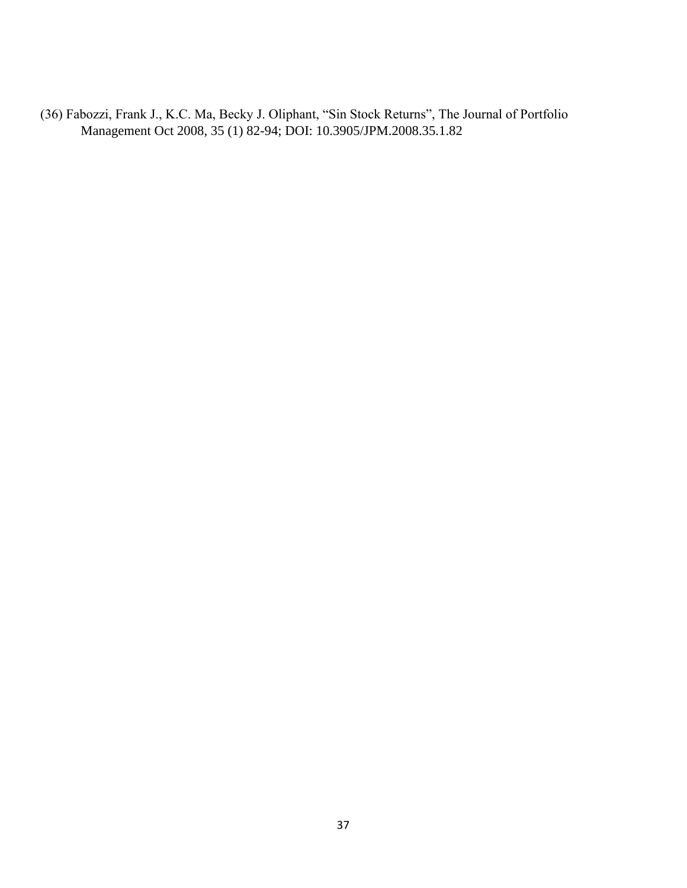(36) Fabozzi, Frank J., K.C. Ma, Becky J. Oliphant, "Sin Stock Returns", The Journal of Portfolio Management Oct 2008, 35 (1) 82-94; DOI: 10.3905/JPM.2008.35.1.82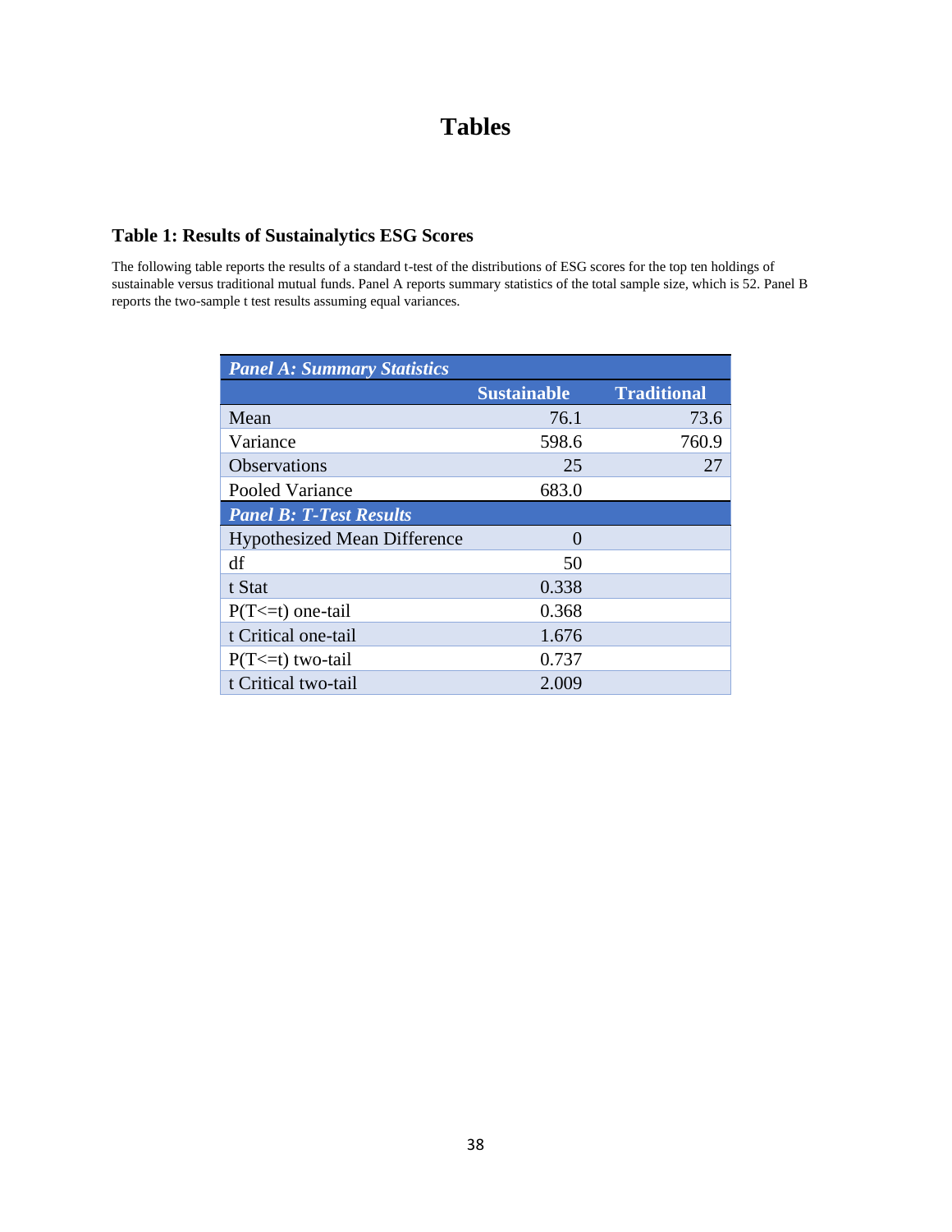# Tables

### Table 1: Results of Sustainalytics ESG Scores

The following table reports the results of a standard t-test of the distributions of ESG scores for the top ten holdings of sustainable versus traditional mutual funds. Panel A reports summary statistics of the total sample size, which is 52. Panel B reports the two-sample t test results assuming equal variances.

| *Panel A: Summary Statistics* | | |
|---|---|---|
| | Sustainable | Traditional |
| Mean | 76.1 | 73.6 |
| Variance | 598.6 | 760.9 |
| Observations | 25 | 27 |
| Pooled Variance | 683.0 | |
| *Panel B: T-Test Results* | | |
| Hypothesized Mean Difference | 0 | |
| df | 50 | |
| t Stat | 0.338 | |
| P(T<=t) one-tail | 0.368 | |
| t Critical one-tail | 1.676 | |
| P(T<=t) two-tail | 0.737 | |
| t Critical two-tail | 2.009 | |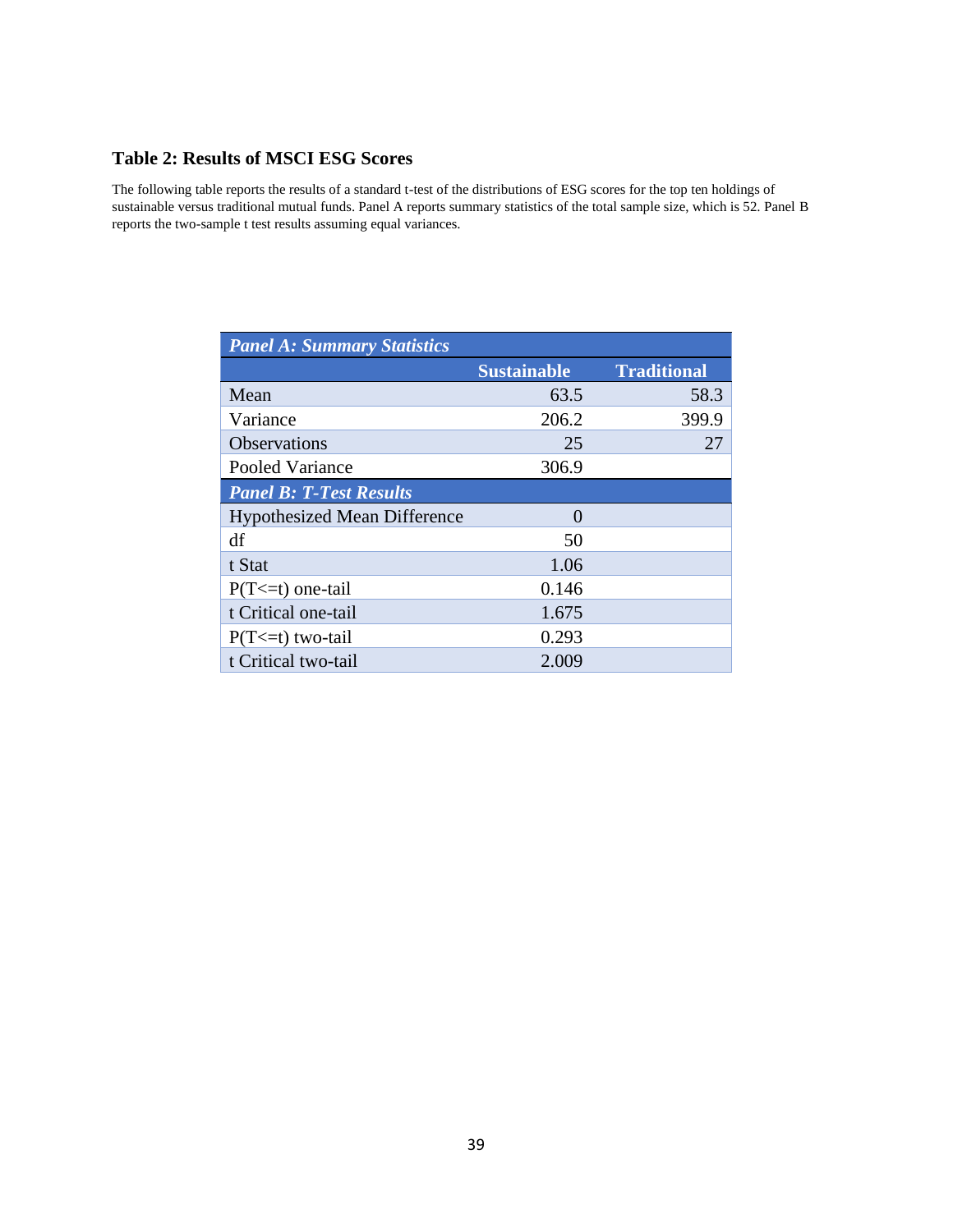### Table 2: Results of MSCI ESG Scores

The following table reports the results of a standard t-test of the distributions of ESG scores for the top ten holdings of sustainable versus traditional mutual funds. Panel A reports summary statistics of the total sample size, which is 52. Panel B reports the two-sample t test results assuming equal variances.

| ***Panel A: Summary Statistics*** | | |
|---|---|---|
| | **Sustainable** | **Traditional** |
| Mean | 63.5 | 58.3 |
| Variance | 206.2 | 399.9 |
| Observations | 25 | 27 |
| Pooled Variance | 306.9 | |
| ***Panel B: T-Test Results*** | | |
| Hypothesized Mean Difference | 0 | |
| df | 50 | |
| t Stat | 1.06 | |
| P(T<=t) one-tail | 0.146 | |
| t Critical one-tail | 1.675 | |
| P(T<=t) two-tail | 0.293 | |
| t Critical two-tail | 2.009 | |